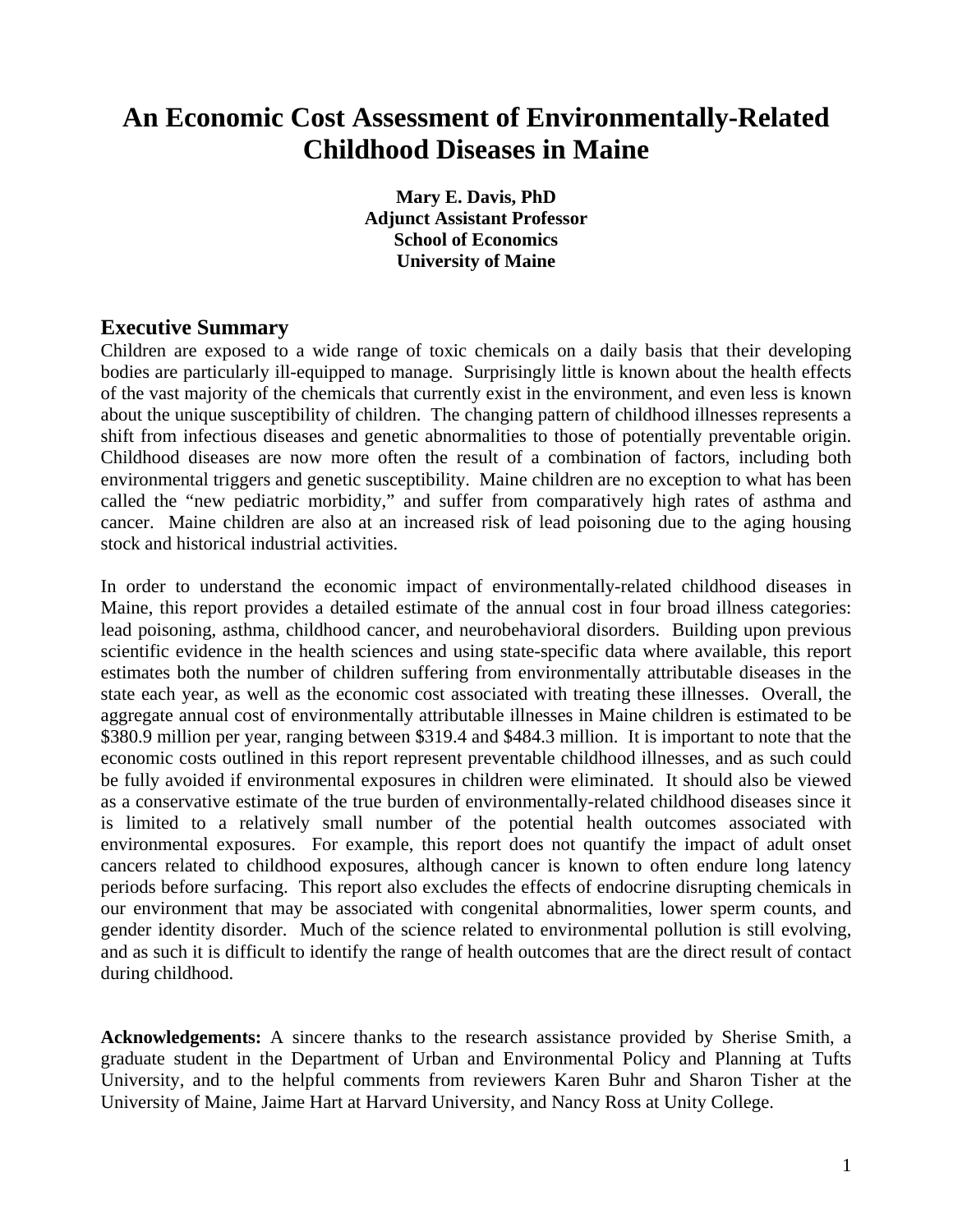# An Economic Cost Assessment of Environmentally-Related Childhood Diseases in Maine

**Mary E. Davis, PhD**
**Adjunct Assistant Professor**
**School of Economics**
**University of Maine**

## Executive Summary

Children are exposed to a wide range of toxic chemicals on a daily basis that their developing bodies are particularly ill-equipped to manage. Surprisingly little is known about the health effects of the vast majority of the chemicals that currently exist in the environment, and even less is known about the unique susceptibility of children. The changing pattern of childhood illnesses represents a shift from infectious diseases and genetic abnormalities to those of potentially preventable origin. Childhood diseases are now more often the result of a combination of factors, including both environmental triggers and genetic susceptibility. Maine children are no exception to what has been called the "new pediatric morbidity," and suffer from comparatively high rates of asthma and cancer. Maine children are also at an increased risk of lead poisoning due to the aging housing stock and historical industrial activities.

In order to understand the economic impact of environmentally-related childhood diseases in Maine, this report provides a detailed estimate of the annual cost in four broad illness categories: lead poisoning, asthma, childhood cancer, and neurobehavioral disorders. Building upon previous scientific evidence in the health sciences and using state-specific data where available, this report estimates both the number of children suffering from environmentally attributable diseases in the state each year, as well as the economic cost associated with treating these illnesses. Overall, the aggregate annual cost of environmentally attributable illnesses in Maine children is estimated to be $380.9 million per year, ranging between $319.4 and $484.3 million. It is important to note that the economic costs outlined in this report represent preventable childhood illnesses, and as such could be fully avoided if environmental exposures in children were eliminated. It should also be viewed as a conservative estimate of the true burden of environmentally-related childhood diseases since it is limited to a relatively small number of the potential health outcomes associated with environmental exposures. For example, this report does not quantify the impact of adult onset cancers related to childhood exposures, although cancer is known to often endure long latency periods before surfacing. This report also excludes the effects of endocrine disrupting chemicals in our environment that may be associated with congenital abnormalities, lower sperm counts, and gender identity disorder. Much of the science related to environmental pollution is still evolving, and as such it is difficult to identify the range of health outcomes that are the direct result of contact during childhood.

**Acknowledgements:** A sincere thanks to the research assistance provided by Sherise Smith, a graduate student in the Department of Urban and Environmental Policy and Planning at Tufts University, and to the helpful comments from reviewers Karen Buhr and Sharon Tisher at the University of Maine, Jaime Hart at Harvard University, and Nancy Ross at Unity College.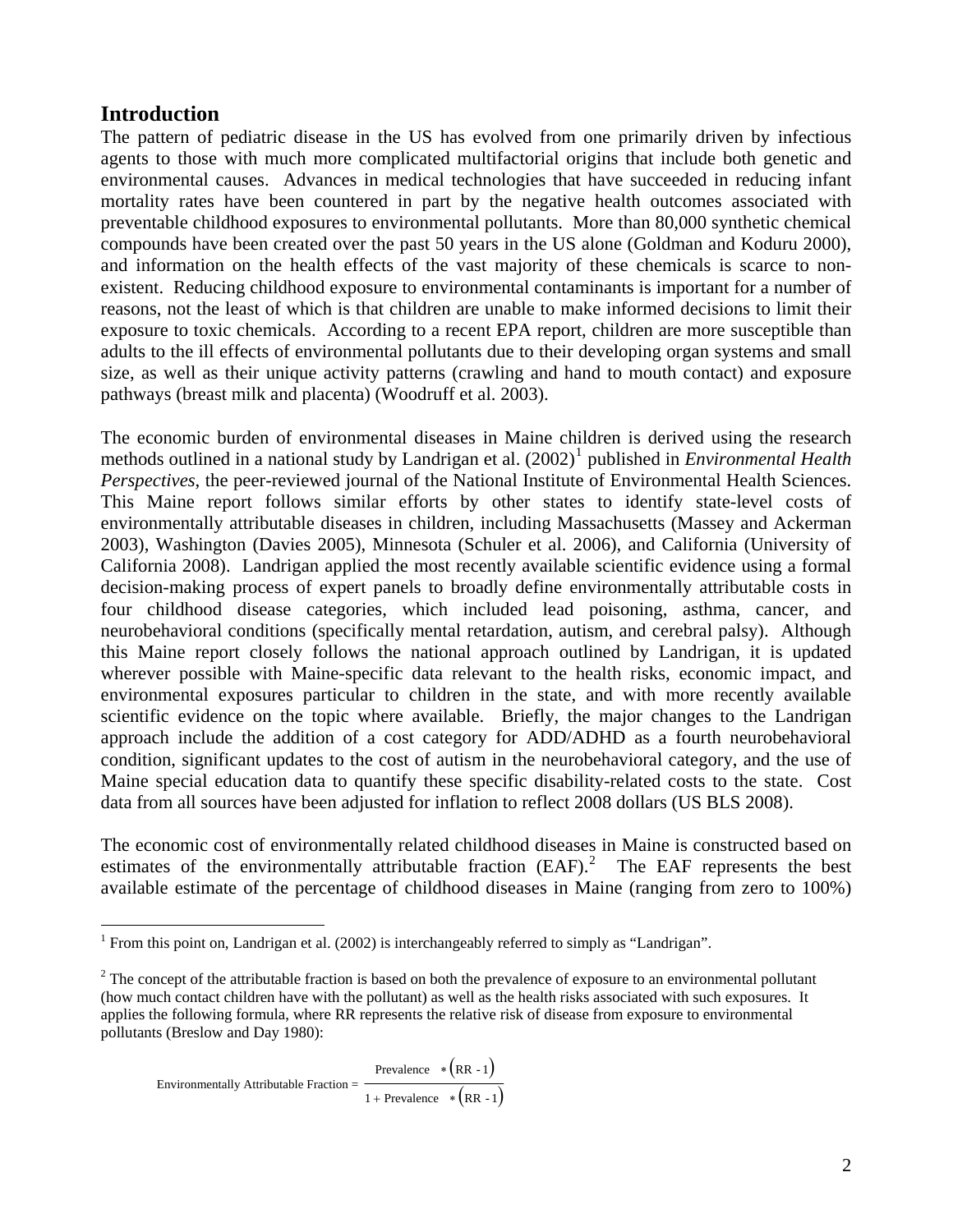## Introduction

The pattern of pediatric disease in the US has evolved from one primarily driven by infectious agents to those with much more complicated multifactorial origins that include both genetic and environmental causes. Advances in medical technologies that have succeeded in reducing infant mortality rates have been countered in part by the negative health outcomes associated with preventable childhood exposures to environmental pollutants. More than 80,000 synthetic chemical compounds have been created over the past 50 years in the US alone (Goldman and Koduru 2000), and information on the health effects of the vast majority of these chemicals is scarce to non-existent. Reducing childhood exposure to environmental contaminants is important for a number of reasons, not the least of which is that children are unable to make informed decisions to limit their exposure to toxic chemicals. According to a recent EPA report, children are more susceptible than adults to the ill effects of environmental pollutants due to their developing organ systems and small size, as well as their unique activity patterns (crawling and hand to mouth contact) and exposure pathways (breast milk and placenta) (Woodruff et al. 2003).

The economic burden of environmental diseases in Maine children is derived using the research methods outlined in a national study by Landrigan et al. (2002)[1] published in *Environmental Health Perspectives*, the peer-reviewed journal of the National Institute of Environmental Health Sciences. This Maine report follows similar efforts by other states to identify state-level costs of environmentally attributable diseases in children, including Massachusetts (Massey and Ackerman 2003), Washington (Davies 2005), Minnesota (Schuler et al. 2006), and California (University of California 2008). Landrigan applied the most recently available scientific evidence using a formal decision-making process of expert panels to broadly define environmentally attributable costs in four childhood disease categories, which included lead poisoning, asthma, cancer, and neurobehavioral conditions (specifically mental retardation, autism, and cerebral palsy). Although this Maine report closely follows the national approach outlined by Landrigan, it is updated wherever possible with Maine-specific data relevant to the health risks, economic impact, and environmental exposures particular to children in the state, and with more recently available scientific evidence on the topic where available. Briefly, the major changes to the Landrigan approach include the addition of a cost category for ADD/ADHD as a fourth neurobehavioral condition, significant updates to the cost of autism in the neurobehavioral category, and the use of Maine special education data to quantify these specific disability-related costs to the state. Cost data from all sources have been adjusted for inflation to reflect 2008 dollars (US BLS 2008).

The economic cost of environmentally related childhood diseases in Maine is constructed based on estimates of the environmentally attributable fraction (EAF).[2] The EAF represents the best available estimate of the percentage of childhood diseases in Maine (ranging from zero to 100%)

---

[1] From this point on, Landrigan et al. (2002) is interchangeably referred to simply as "Landrigan".

[2] The concept of the attributable fraction is based on both the prevalence of exposure to an environmental pollutant (how much contact children have with the pollutant) as well as the health risks associated with such exposures. It applies the following formula, where RR represents the relative risk of disease from exposure to environmental pollutants (Breslow and Day 1980):

$$\text{Environmentally Attributable Fraction} = \frac{\text{Prevalence} * (\text{RR} - 1)}{1 + \text{Prevalence} * (\text{RR} - 1)}$$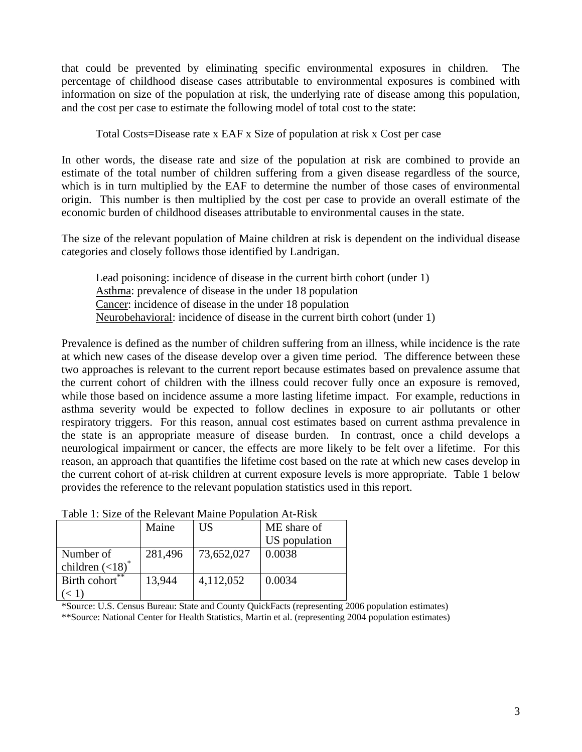that could be prevented by eliminating specific environmental exposures in children. The percentage of childhood disease cases attributable to environmental exposures is combined with information on size of the population at risk, the underlying rate of disease among this population, and the cost per case to estimate the following model of total cost to the state:

Total Costs=Disease rate x EAF x Size of population at risk x Cost per case

In other words, the disease rate and size of the population at risk are combined to provide an estimate of the total number of children suffering from a given disease regardless of the source, which is in turn multiplied by the EAF to determine the number of those cases of environmental origin. This number is then multiplied by the cost per case to provide an overall estimate of the economic burden of childhood diseases attributable to environmental causes in the state.

The size of the relevant population of Maine children at risk is dependent on the individual disease categories and closely follows those identified by Landrigan.

Lead poisoning: incidence of disease in the current birth cohort (under 1)
Asthma: prevalence of disease in the under 18 population
Cancer: incidence of disease in the under 18 population
Neurobehavioral: incidence of disease in the current birth cohort (under 1)

Prevalence is defined as the number of children suffering from an illness, while incidence is the rate at which new cases of the disease develop over a given time period. The difference between these two approaches is relevant to the current report because estimates based on prevalence assume that the current cohort of children with the illness could recover fully once an exposure is removed, while those based on incidence assume a more lasting lifetime impact. For example, reductions in asthma severity would be expected to follow declines in exposure to air pollutants or other respiratory triggers. For this reason, annual cost estimates based on current asthma prevalence in the state is an appropriate measure of disease burden. In contrast, once a child develops a neurological impairment or cancer, the effects are more likely to be felt over a lifetime. For this reason, an approach that quantifies the lifetime cost based on the rate at which new cases develop in the current cohort of at-risk children at current exposure levels is more appropriate. Table 1 below provides the reference to the relevant population statistics used in this report.

Table 1: Size of the Relevant Maine Population At-Risk

| | Maine | US | ME share of US population |
|---|---|---|---|
| Number of children (<18)* | 281,496 | 73,652,027 | 0.0038 |
| Birth cohort** (< 1) | 13,944 | 4,112,052 | 0.0034 |

*Source: U.S. Census Bureau: State and County QuickFacts (representing 2006 population estimates)
**Source: National Center for Health Statistics, Martin et al. (representing 2004 population estimates)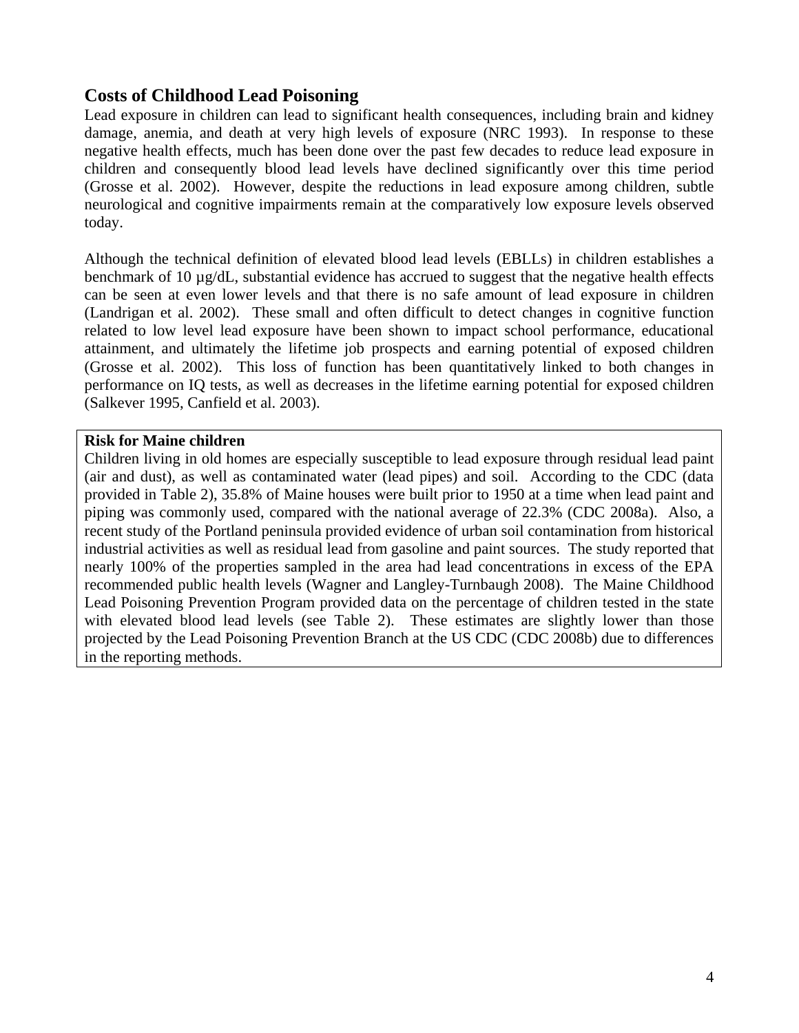## Costs of Childhood Lead Poisoning

Lead exposure in children can lead to significant health consequences, including brain and kidney damage, anemia, and death at very high levels of exposure (NRC 1993). In response to these negative health effects, much has been done over the past few decades to reduce lead exposure in children and consequently blood lead levels have declined significantly over this time period (Grosse et al. 2002). However, despite the reductions in lead exposure among children, subtle neurological and cognitive impairments remain at the comparatively low exposure levels observed today.

Although the technical definition of elevated blood lead levels (EBLLs) in children establishes a benchmark of 10 µg/dL, substantial evidence has accrued to suggest that the negative health effects can be seen at even lower levels and that there is no safe amount of lead exposure in children (Landrigan et al. 2002). These small and often difficult to detect changes in cognitive function related to low level lead exposure have been shown to impact school performance, educational attainment, and ultimately the lifetime job prospects and earning potential of exposed children (Grosse et al. 2002). This loss of function has been quantitatively linked to both changes in performance on IQ tests, as well as decreases in the lifetime earning potential for exposed children (Salkever 1995, Canfield et al. 2003).

**Risk for Maine children**

Children living in old homes are especially susceptible to lead exposure through residual lead paint (air and dust), as well as contaminated water (lead pipes) and soil. According to the CDC (data provided in Table 2), 35.8% of Maine houses were built prior to 1950 at a time when lead paint and piping was commonly used, compared with the national average of 22.3% (CDC 2008a). Also, a recent study of the Portland peninsula provided evidence of urban soil contamination from historical industrial activities as well as residual lead from gasoline and paint sources. The study reported that nearly 100% of the properties sampled in the area had lead concentrations in excess of the EPA recommended public health levels (Wagner and Langley-Turnbaugh 2008). The Maine Childhood Lead Poisoning Prevention Program provided data on the percentage of children tested in the state with elevated blood lead levels (see Table 2). These estimates are slightly lower than those projected by the Lead Poisoning Prevention Branch at the US CDC (CDC 2008b) due to differences in the reporting methods.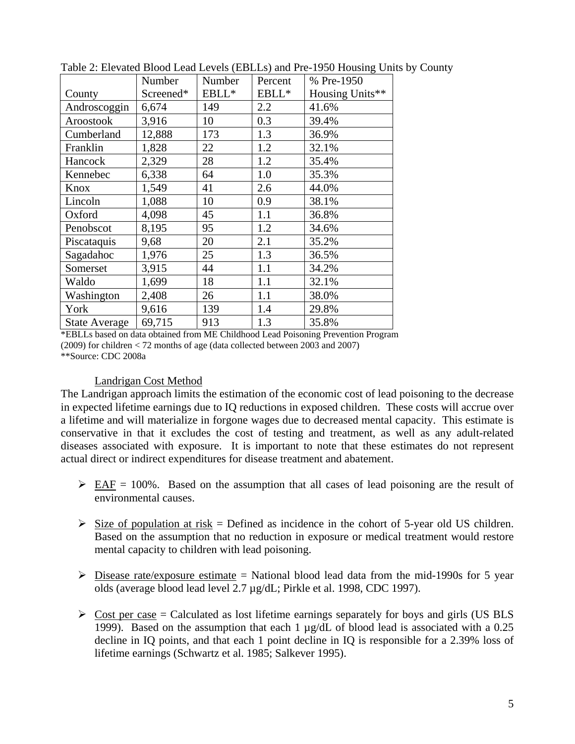Table 2: Elevated Blood Lead Levels (EBLLs) and Pre-1950 Housing Units by County

| County | Number Screened* | Number EBLL* | Percent EBLL* | % Pre-1950 Housing Units** |
|---|---|---|---|---|
| Androscoggin | 6,674 | 149 | 2.2 | 41.6% |
| Aroostook | 3,916 | 10 | 0.3 | 39.4% |
| Cumberland | 12,888 | 173 | 1.3 | 36.9% |
| Franklin | 1,828 | 22 | 1.2 | 32.1% |
| Hancock | 2,329 | 28 | 1.2 | 35.4% |
| Kennebec | 6,338 | 64 | 1.0 | 35.3% |
| Knox | 1,549 | 41 | 2.6 | 44.0% |
| Lincoln | 1,088 | 10 | 0.9 | 38.1% |
| Oxford | 4,098 | 45 | 1.1 | 36.8% |
| Penobscot | 8,195 | 95 | 1.2 | 34.6% |
| Piscataquis | 9,68 | 20 | 2.1 | 35.2% |
| Sagadahoc | 1,976 | 25 | 1.3 | 36.5% |
| Somerset | 3,915 | 44 | 1.1 | 34.2% |
| Waldo | 1,699 | 18 | 1.1 | 32.1% |
| Washington | 2,408 | 26 | 1.1 | 38.0% |
| York | 9,616 | 139 | 1.4 | 29.8% |
| State Average | 69,715 | 913 | 1.3 | 35.8% |

*EBLLs based on data obtained from ME Childhood Lead Poisoning Prevention Program (2009) for children < 72 months of age (data collected between 2003 and 2007)
**Source: CDC 2008a

Landrigan Cost Method

The Landrigan approach limits the estimation of the economic cost of lead poisoning to the decrease in expected lifetime earnings due to IQ reductions in exposed children. These costs will accrue over a lifetime and will materialize in forgone wages due to decreased mental capacity. This estimate is conservative in that it excludes the cost of testing and treatment, as well as any adult-related diseases associated with exposure. It is important to note that these estimates do not represent actual direct or indirect expenditures for disease treatment and abatement.

- EAF = 100%. Based on the assumption that all cases of lead poisoning are the result of environmental causes.
- Size of population at risk = Defined as incidence in the cohort of 5-year old US children. Based on the assumption that no reduction in exposure or medical treatment would restore mental capacity to children with lead poisoning.
- Disease rate/exposure estimate = National blood lead data from the mid-1990s for 5 year olds (average blood lead level 2.7 µg/dL; Pirkle et al. 1998, CDC 1997).
- Cost per case = Calculated as lost lifetime earnings separately for boys and girls (US BLS 1999). Based on the assumption that each 1 µg/dL of blood lead is associated with a 0.25 decline in IQ points, and that each 1 point decline in IQ is responsible for a 2.39% loss of lifetime earnings (Schwartz et al. 1985; Salkever 1995).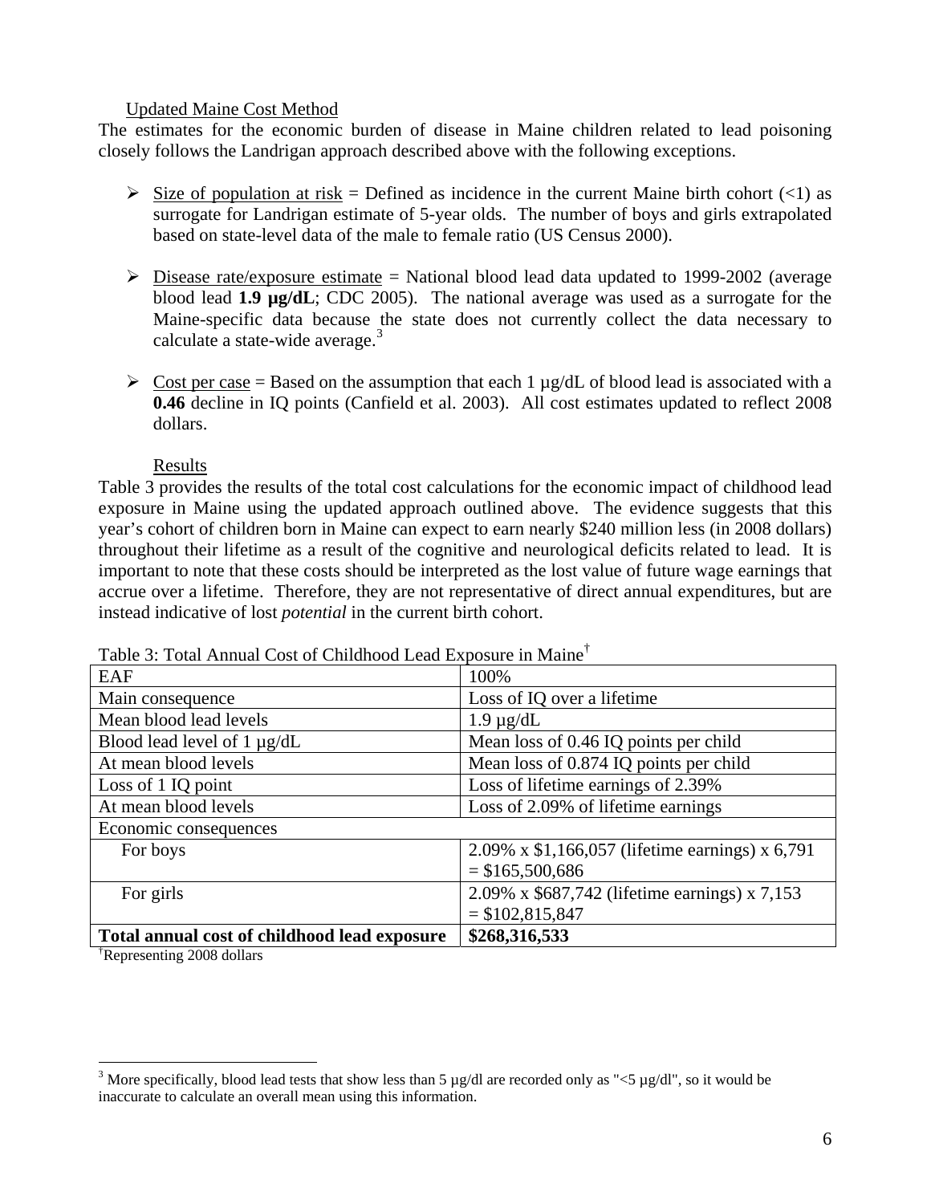### Updated Maine Cost Method

The estimates for the economic burden of disease in Maine children related to lead poisoning closely follows the Landrigan approach described above with the following exceptions.

- Size of population at risk = Defined as incidence in the current Maine birth cohort (<1) as surrogate for Landrigan estimate of 5-year olds. The number of boys and girls extrapolated based on state-level data of the male to female ratio (US Census 2000).
- Disease rate/exposure estimate = National blood lead data updated to 1999-2002 (average blood lead **1.9 µg/dL**; CDC 2005). The national average was used as a surrogate for the Maine-specific data because the state does not currently collect the data necessary to calculate a state-wide average.[3]
- Cost per case = Based on the assumption that each 1 µg/dL of blood lead is associated with a **0.46** decline in IQ points (Canfield et al. 2003). All cost estimates updated to reflect 2008 dollars.

### Results

Table 3 provides the results of the total cost calculations for the economic impact of childhood lead exposure in Maine using the updated approach outlined above. The evidence suggests that this year's cohort of children born in Maine can expect to earn nearly $240 million less (in 2008 dollars) throughout their lifetime as a result of the cognitive and neurological deficits related to lead. It is important to note that these costs should be interpreted as the lost value of future wage earnings that accrue over a lifetime. Therefore, they are not representative of direct annual expenditures, but are instead indicative of lost *potential* in the current birth cohort.

Table 3: Total Annual Cost of Childhood Lead Exposure in Maine[†]

| EAF | 100% |
|---|---|
| Main consequence | Loss of IQ over a lifetime |
| Mean blood lead levels | 1.9 µg/dL |
| Blood lead level of 1 µg/dL | Mean loss of 0.46 IQ points per child |
| At mean blood levels | Mean loss of 0.874 IQ points per child |
| Loss of 1 IQ point | Loss of lifetime earnings of 2.39% |
| At mean blood levels | Loss of 2.09% of lifetime earnings |
| Economic consequences | |
| For boys | 2.09% x $1,166,057 (lifetime earnings) x 6,791 = $165,500,686 |
| For girls | 2.09% x $687,742 (lifetime earnings) x 7,153 = $102,815,847 |
| **Total annual cost of childhood lead exposure** | **$268,316,533** |

[†]Representing 2008 dollars

[3] More specifically, blood lead tests that show less than 5 µg/dl are recorded only as "<5 µg/dl", so it would be inaccurate to calculate an overall mean using this information.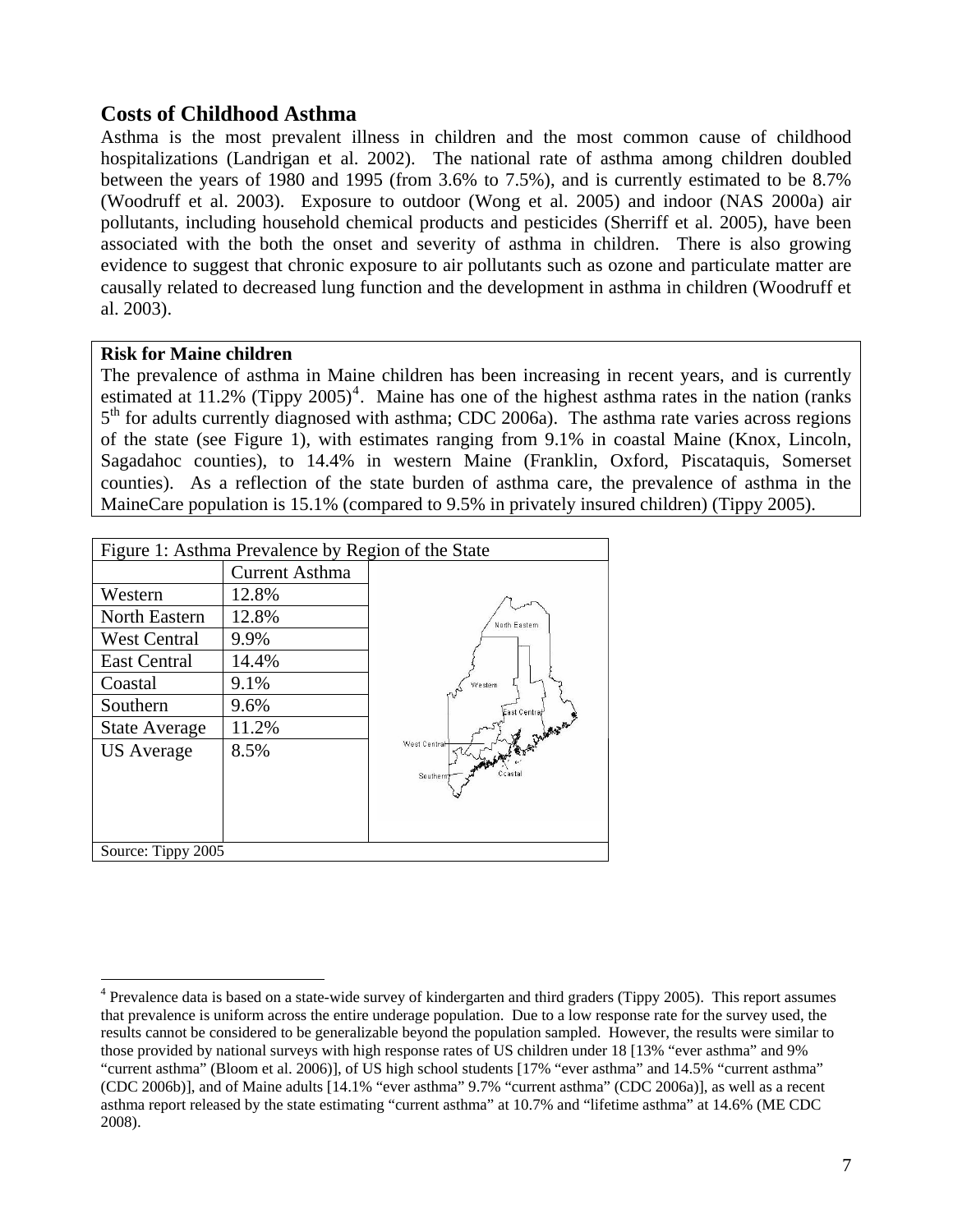## Costs of Childhood Asthma

Asthma is the most prevalent illness in children and the most common cause of childhood hospitalizations (Landrigan et al. 2002). The national rate of asthma among children doubled between the years of 1980 and 1995 (from 3.6% to 7.5%), and is currently estimated to be 8.7% (Woodruff et al. 2003). Exposure to outdoor (Wong et al. 2005) and indoor (NAS 2000a) air pollutants, including household chemical products and pesticides (Sherriff et al. 2005), have been associated with the both the onset and severity of asthma in children. There is also growing evidence to suggest that chronic exposure to air pollutants such as ozone and particulate matter are causally related to decreased lung function and the development in asthma in children (Woodruff et al. 2003).

**Risk for Maine children**

The prevalence of asthma in Maine children has been increasing in recent years, and is currently estimated at 11.2% (Tippy 2005)[4]. Maine has one of the highest asthma rates in the nation (ranks 5th for adults currently diagnosed with asthma; CDC 2006a). The asthma rate varies across regions of the state (see Figure 1), with estimates ranging from 9.1% in coastal Maine (Knox, Lincoln, Sagadahoc counties), to 14.4% in western Maine (Franklin, Oxford, Piscataquis, Somerset counties). As a reflection of the state burden of asthma care, the prevalence of asthma in the MaineCare population is 15.1% (compared to 9.5% in privately insured children) (Tippy 2005).

Figure 1: Asthma Prevalence by Region of the State

| | Current Asthma |
|---|---|
| Western | 12.8% |
| North Eastern | 12.8% |
| West Central | 9.9% |
| East Central | 14.4% |
| Coastal | 9.1% |
| Southern | 9.6% |
| State Average | 11.2% |
| US Average | 8.5% |

Source: Tippy 2005

[4] Prevalence data is based on a state-wide survey of kindergarten and third graders (Tippy 2005). This report assumes that prevalence is uniform across the entire underage population. Due to a low response rate for the survey used, the results cannot be considered to be generalizable beyond the population sampled. However, the results were similar to those provided by national surveys with high response rates of US children under 18 [13% "ever asthma" and 9% "current asthma" (Bloom et al. 2006)], of US high school students [17% "ever asthma" and 14.5% "current asthma" (CDC 2006b)], and of Maine adults [14.1% "ever asthma" 9.7% "current asthma" (CDC 2006a)], as well as a recent asthma report released by the state estimating "current asthma" at 10.7% and "lifetime asthma" at 14.6% (ME CDC 2008).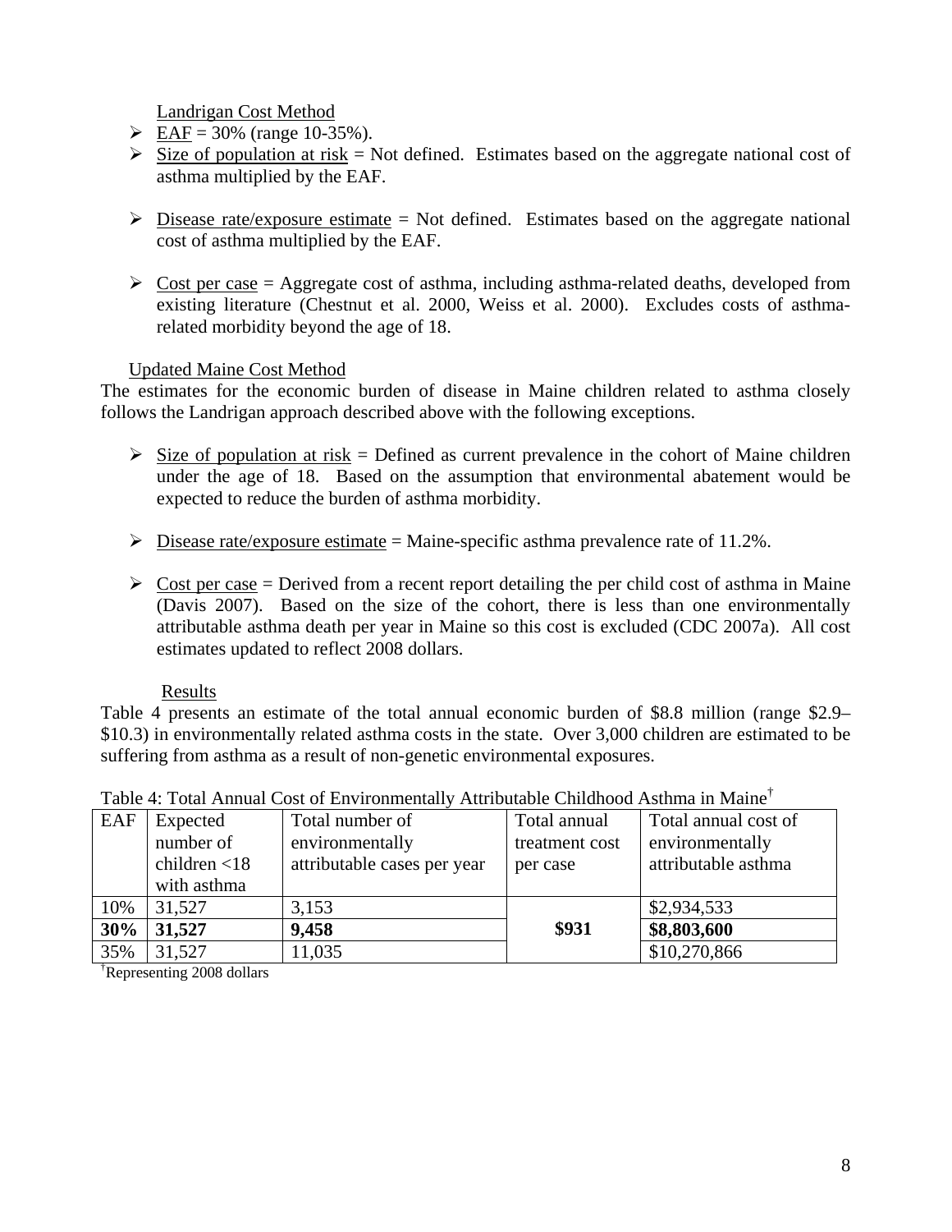Landrigan Cost Method

- EAF = 30% (range 10-35%).
- Size of population at risk = Not defined. Estimates based on the aggregate national cost of asthma multiplied by the EAF.
- Disease rate/exposure estimate = Not defined. Estimates based on the aggregate national cost of asthma multiplied by the EAF.
- Cost per case = Aggregate cost of asthma, including asthma-related deaths, developed from existing literature (Chestnut et al. 2000, Weiss et al. 2000). Excludes costs of asthma-related morbidity beyond the age of 18.

Updated Maine Cost Method

The estimates for the economic burden of disease in Maine children related to asthma closely follows the Landrigan approach described above with the following exceptions.

- Size of population at risk = Defined as current prevalence in the cohort of Maine children under the age of 18. Based on the assumption that environmental abatement would be expected to reduce the burden of asthma morbidity.
- Disease rate/exposure estimate = Maine-specific asthma prevalence rate of 11.2%.
- Cost per case = Derived from a recent report detailing the per child cost of asthma in Maine (Davis 2007). Based on the size of the cohort, there is less than one environmentally attributable asthma death per year in Maine so this cost is excluded (CDC 2007a). All cost estimates updated to reflect 2008 dollars.

Results

Table 4 presents an estimate of the total annual economic burden of $8.8 million (range $2.9–$10.3) in environmentally related asthma costs in the state. Over 3,000 children are estimated to be suffering from asthma as a result of non-genetic environmental exposures.

Table 4: Total Annual Cost of Environmentally Attributable Childhood Asthma in Maine†

| EAF | Expected number of children <18 with asthma | Total number of environmentally attributable cases per year | Total annual treatment cost per case | Total annual cost of environmentally attributable asthma |
|---|---|---|---|---|
| 10% | 31,527 | 3,153 | | $2,934,533 |
| **30%** | **31,527** | **9,458** | **$931** | **$8,803,600** |
| 35% | 31,527 | 11,035 | | $10,270,866 |

†Representing 2008 dollars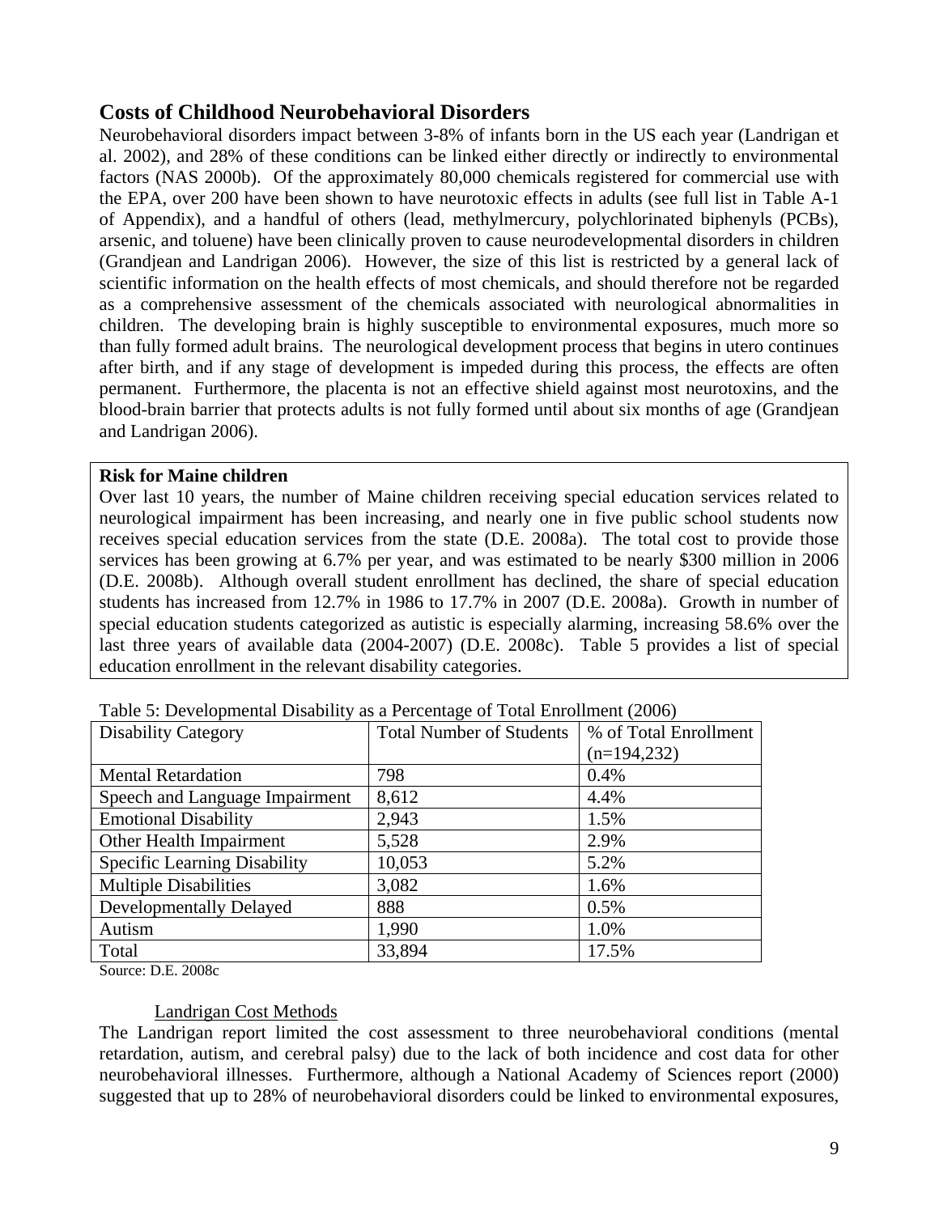## Costs of Childhood Neurobehavioral Disorders

Neurobehavioral disorders impact between 3-8% of infants born in the US each year (Landrigan et al. 2002), and 28% of these conditions can be linked either directly or indirectly to environmental factors (NAS 2000b). Of the approximately 80,000 chemicals registered for commercial use with the EPA, over 200 have been shown to have neurotoxic effects in adults (see full list in Table A-1 of Appendix), and a handful of others (lead, methylmercury, polychlorinated biphenyls (PCBs), arsenic, and toluene) have been clinically proven to cause neurodevelopmental disorders in children (Grandjean and Landrigan 2006). However, the size of this list is restricted by a general lack of scientific information on the health effects of most chemicals, and should therefore not be regarded as a comprehensive assessment of the chemicals associated with neurological abnormalities in children. The developing brain is highly susceptible to environmental exposures, much more so than fully formed adult brains. The neurological development process that begins in utero continues after birth, and if any stage of development is impeded during this process, the effects are often permanent. Furthermore, the placenta is not an effective shield against most neurotoxins, and the blood-brain barrier that protects adults is not fully formed until about six months of age (Grandjean and Landrigan 2006).

**Risk for Maine children**

Over last 10 years, the number of Maine children receiving special education services related to neurological impairment has been increasing, and nearly one in five public school students now receives special education services from the state (D.E. 2008a). The total cost to provide those services has been growing at 6.7% per year, and was estimated to be nearly $300 million in 2006 (D.E. 2008b). Although overall student enrollment has declined, the share of special education students has increased from 12.7% in 1986 to 17.7% in 2007 (D.E. 2008a). Growth in number of special education students categorized as autistic is especially alarming, increasing 58.6% over the last three years of available data (2004-2007) (D.E. 2008c). Table 5 provides a list of special education enrollment in the relevant disability categories.

Table 5: Developmental Disability as a Percentage of Total Enrollment (2006)

| Disability Category | Total Number of Students | % of Total Enrollment (n=194,232) |
|---|---|---|
| Mental Retardation | 798 | 0.4% |
| Speech and Language Impairment | 8,612 | 4.4% |
| Emotional Disability | 2,943 | 1.5% |
| Other Health Impairment | 5,528 | 2.9% |
| Specific Learning Disability | 10,053 | 5.2% |
| Multiple Disabilities | 3,082 | 1.6% |
| Developmentally Delayed | 888 | 0.5% |
| Autism | 1,990 | 1.0% |
| Total | 33,894 | 17.5% |

Source: D.E. 2008c

Landrigan Cost Methods

The Landrigan report limited the cost assessment to three neurobehavioral conditions (mental retardation, autism, and cerebral palsy) due to the lack of both incidence and cost data for other neurobehavioral illnesses. Furthermore, although a National Academy of Sciences report (2000) suggested that up to 28% of neurobehavioral disorders could be linked to environmental exposures,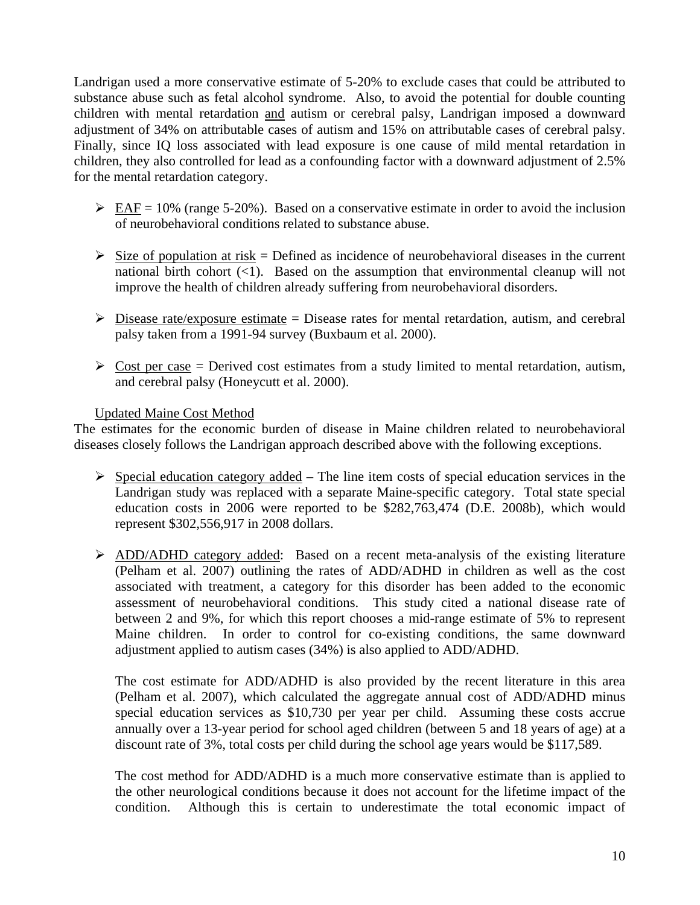Landrigan used a more conservative estimate of 5-20% to exclude cases that could be attributed to substance abuse such as fetal alcohol syndrome. Also, to avoid the potential for double counting children with mental retardation and autism or cerebral palsy, Landrigan imposed a downward adjustment of 34% on attributable cases of autism and 15% on attributable cases of cerebral palsy. Finally, since IQ loss associated with lead exposure is one cause of mild mental retardation in children, they also controlled for lead as a confounding factor with a downward adjustment of 2.5% for the mental retardation category.

- EAF = 10% (range 5-20%). Based on a conservative estimate in order to avoid the inclusion of neurobehavioral conditions related to substance abuse.
- Size of population at risk = Defined as incidence of neurobehavioral diseases in the current national birth cohort (<1). Based on the assumption that environmental cleanup will not improve the health of children already suffering from neurobehavioral disorders.
- Disease rate/exposure estimate = Disease rates for mental retardation, autism, and cerebral palsy taken from a 1991-94 survey (Buxbaum et al. 2000).
- Cost per case = Derived cost estimates from a study limited to mental retardation, autism, and cerebral palsy (Honeycutt et al. 2000).

Updated Maine Cost Method

The estimates for the economic burden of disease in Maine children related to neurobehavioral diseases closely follows the Landrigan approach described above with the following exceptions.

- Special education category added – The line item costs of special education services in the Landrigan study was replaced with a separate Maine-specific category. Total state special education costs in 2006 were reported to be $282,763,474 (D.E. 2008b), which would represent $302,556,917 in 2008 dollars.
- ADD/ADHD category added: Based on a recent meta-analysis of the existing literature (Pelham et al. 2007) outlining the rates of ADD/ADHD in children as well as the cost associated with treatment, a category for this disorder has been added to the economic assessment of neurobehavioral conditions. This study cited a national disease rate of between 2 and 9%, for which this report chooses a mid-range estimate of 5% to represent Maine children. In order to control for co-existing conditions, the same downward adjustment applied to autism cases (34%) is also applied to ADD/ADHD.

  The cost estimate for ADD/ADHD is also provided by the recent literature in this area (Pelham et al. 2007), which calculated the aggregate annual cost of ADD/ADHD minus special education services as $10,730 per year per child. Assuming these costs accrue annually over a 13-year period for school aged children (between 5 and 18 years of age) at a discount rate of 3%, total costs per child during the school age years would be $117,589.

  The cost method for ADD/ADHD is a much more conservative estimate than is applied to the other neurological conditions because it does not account for the lifetime impact of the condition. Although this is certain to underestimate the total economic impact of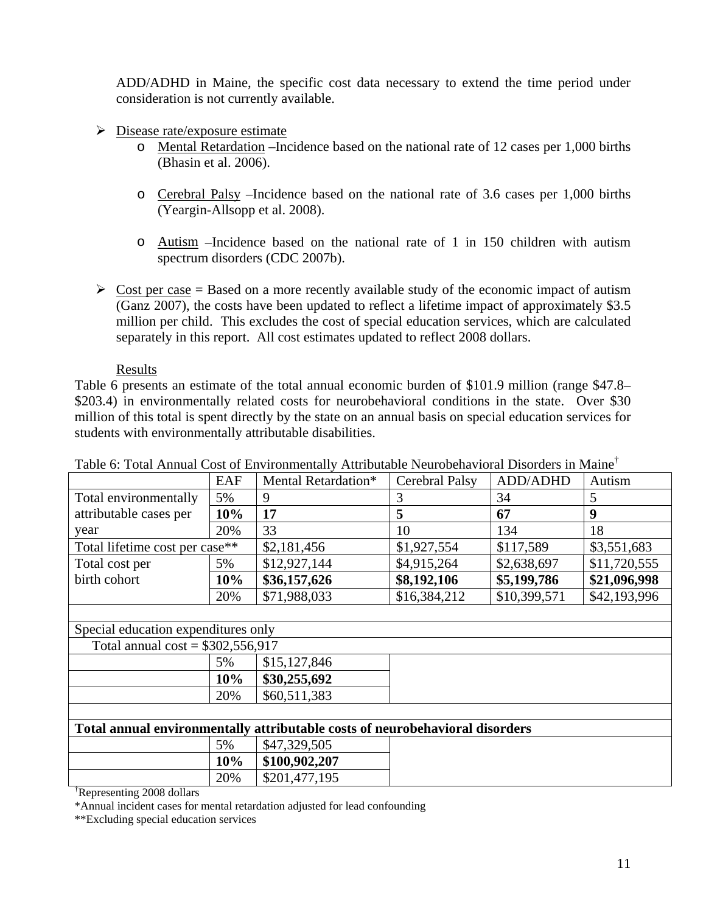ADD/ADHD in Maine, the specific cost data necessary to extend the time period under consideration is not currently available.

- Disease rate/exposure estimate
    - Mental Retardation –Incidence based on the national rate of 12 cases per 1,000 births (Bhasin et al. 2006).
    - Cerebral Palsy –Incidence based on the national rate of 3.6 cases per 1,000 births (Yeargin-Allsopp et al. 2008).
    - Autism –Incidence based on the national rate of 1 in 150 children with autism spectrum disorders (CDC 2007b).
- Cost per case = Based on a more recently available study of the economic impact of autism (Ganz 2007), the costs have been updated to reflect a lifetime impact of approximately $3.5 million per child. This excludes the cost of special education services, which are calculated separately in this report. All cost estimates updated to reflect 2008 dollars.

Results

Table 6 presents an estimate of the total annual economic burden of $101.9 million (range $47.8–$203.4) in environmentally related costs for neurobehavioral conditions in the state. Over $30 million of this total is spent directly by the state on an annual basis on special education services for students with environmentally attributable disabilities.

Table 6: Total Annual Cost of Environmentally Attributable Neurobehavioral Disorders in Maine†

| | EAF | Mental Retardation* | Cerebral Palsy | ADD/ADHD | Autism |
|---|---|---|---|---|---|
| Total environmentally attributable cases per year | 5% | 9 | 3 | 34 | 5 |
| | **10%** | **17** | **5** | **67** | **9** |
| | 20% | 33 | 10 | 134 | 18 |
| Total lifetime cost per case** | | $2,181,456 | $1,927,554 | $117,589 | $3,551,683 |
| Total cost per birth cohort | 5% | $12,927,144 | $4,915,264 | $2,638,697 | $11,720,555 |
| | **10%** | **$36,157,626** | **$8,192,106** | **$5,199,786** | **$21,096,998** |
| | 20% | $71,988,033 | $16,384,212 | $10,399,571 | $42,193,996 |
| | | | | | |
| Special education expenditures only | | | | | |
| Total annual cost = $302,556,917 | | | | | |
| | 5% | $15,127,846 | | | |
| | **10%** | **$30,255,692** | | | |
| | 20% | $60,511,383 | | | |
| | | | | | |
| **Total annual environmentally attributable costs of neurobehavioral disorders** | | | | | |
| | 5% | $47,329,505 | | | |
| | **10%** | **$100,902,207** | | | |
| | 20% | $201,477,195 | | | |

†Representing 2008 dollars

*Annual incident cases for mental retardation adjusted for lead confounding

**Excluding special education services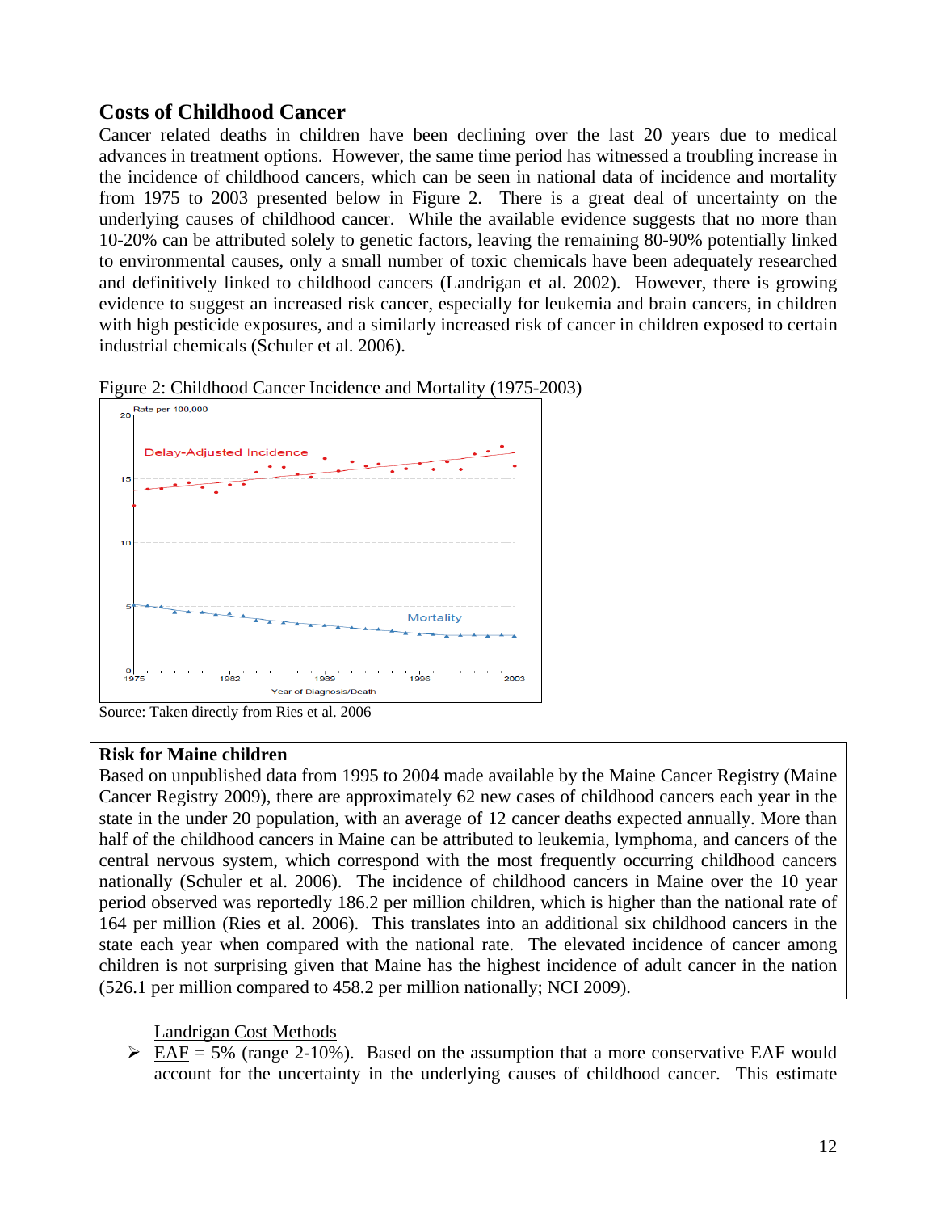## Costs of Childhood Cancer

Cancer related deaths in children have been declining over the last 20 years due to medical advances in treatment options. However, the same time period has witnessed a troubling increase in the incidence of childhood cancers, which can be seen in national data of incidence and mortality from 1975 to 2003 presented below in Figure 2. There is a great deal of uncertainty on the underlying causes of childhood cancer. While the available evidence suggests that no more than 10-20% can be attributed solely to genetic factors, leaving the remaining 80-90% potentially linked to environmental causes, only a small number of toxic chemicals have been adequately researched and definitively linked to childhood cancers (Landrigan et al. 2002). However, there is growing evidence to suggest an increased risk cancer, especially for leukemia and brain cancers, in children with high pesticide exposures, and a similarly increased risk of cancer in children exposed to certain industrial chemicals (Schuler et al. 2006).

Figure 2: Childhood Cancer Incidence and Mortality (1975-2003)

Source: Taken directly from Ries et al. 2006

**Risk for Maine children**

Based on unpublished data from 1995 to 2004 made available by the Maine Cancer Registry (Maine Cancer Registry 2009), there are approximately 62 new cases of childhood cancers each year in the state in the under 20 population, with an average of 12 cancer deaths expected annually. More than half of the childhood cancers in Maine can be attributed to leukemia, lymphoma, and cancers of the central nervous system, which correspond with the most frequently occurring childhood cancers nationally (Schuler et al. 2006). The incidence of childhood cancers in Maine over the 10 year period observed was reportedly 186.2 per million children, which is higher than the national rate of 164 per million (Ries et al. 2006). This translates into an additional six childhood cancers in the state each year when compared with the national rate. The elevated incidence of cancer among children is not surprising given that Maine has the highest incidence of adult cancer in the nation (526.1 per million compared to 458.2 per million nationally; NCI 2009).

<u>Landrigan Cost Methods</u>

- <u>EAF</u> = 5% (range 2-10%). Based on the assumption that a more conservative EAF would account for the uncertainty in the underlying causes of childhood cancer. This estimate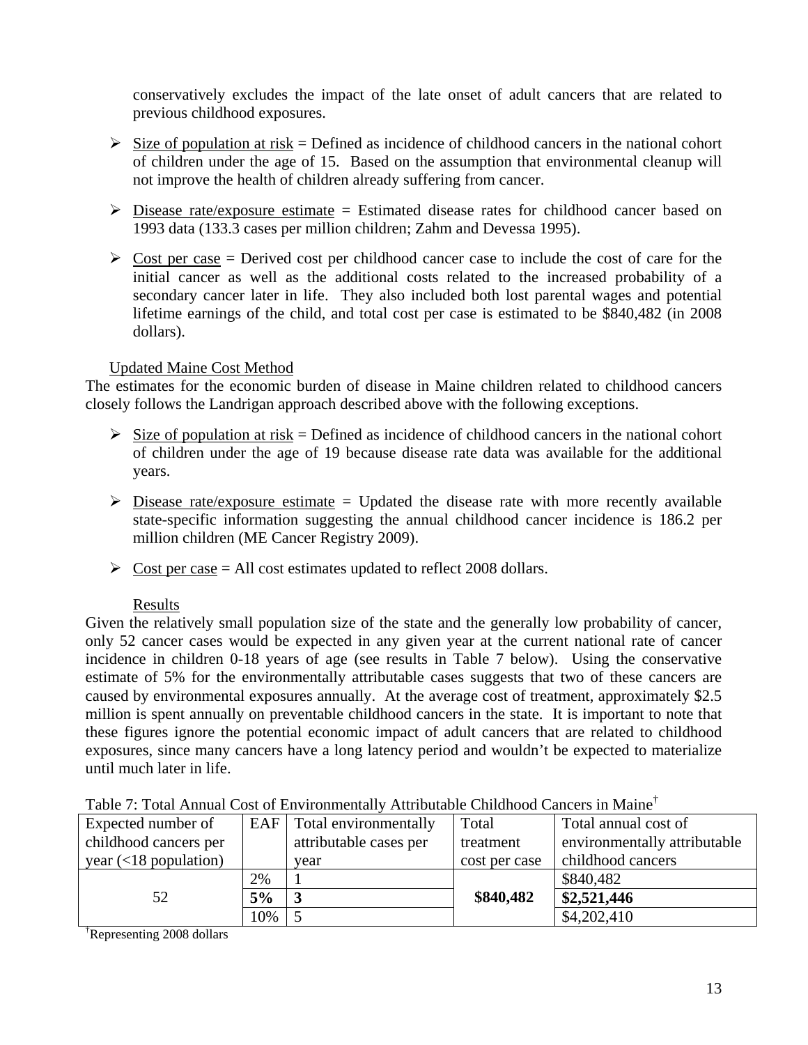conservatively excludes the impact of the late onset of adult cancers that are related to previous childhood exposures.

- Size of population at risk = Defined as incidence of childhood cancers in the national cohort of children under the age of 15. Based on the assumption that environmental cleanup will not improve the health of children already suffering from cancer.
- Disease rate/exposure estimate = Estimated disease rates for childhood cancer based on 1993 data (133.3 cases per million children; Zahm and Devessa 1995).
- Cost per case = Derived cost per childhood cancer case to include the cost of care for the initial cancer as well as the additional costs related to the increased probability of a secondary cancer later in life. They also included both lost parental wages and potential lifetime earnings of the child, and total cost per case is estimated to be $840,482 (in 2008 dollars).

Updated Maine Cost Method

The estimates for the economic burden of disease in Maine children related to childhood cancers closely follows the Landrigan approach described above with the following exceptions.

- Size of population at risk = Defined as incidence of childhood cancers in the national cohort of children under the age of 19 because disease rate data was available for the additional years.
- Disease rate/exposure estimate = Updated the disease rate with more recently available state-specific information suggesting the annual childhood cancer incidence is 186.2 per million children (ME Cancer Registry 2009).
- Cost per case = All cost estimates updated to reflect 2008 dollars.

Results

Given the relatively small population size of the state and the generally low probability of cancer, only 52 cancer cases would be expected in any given year at the current national rate of cancer incidence in children 0-18 years of age (see results in Table 7 below). Using the conservative estimate of 5% for the environmentally attributable cases suggests that two of these cancers are caused by environmental exposures annually. At the average cost of treatment, approximately $2.5 million is spent annually on preventable childhood cancers in the state. It is important to note that these figures ignore the potential economic impact of adult cancers that are related to childhood exposures, since many cancers have a long latency period and wouldn't be expected to materialize until much later in life.

Table 7: Total Annual Cost of Environmentally Attributable Childhood Cancers in Maine†

| Expected number of childhood cancers per year (<18 population) | EAF | Total environmentally attributable cases per year | Total treatment cost per case | Total annual cost of environmentally attributable childhood cancers |
|---|---|---|---|---|
| 52 | 2% | 1 | **$840,482** | $840,482 |
| | **5%** | **3** | | **$2,521,446** |
| | 10% | 5 | | $4,202,410 |

†Representing 2008 dollars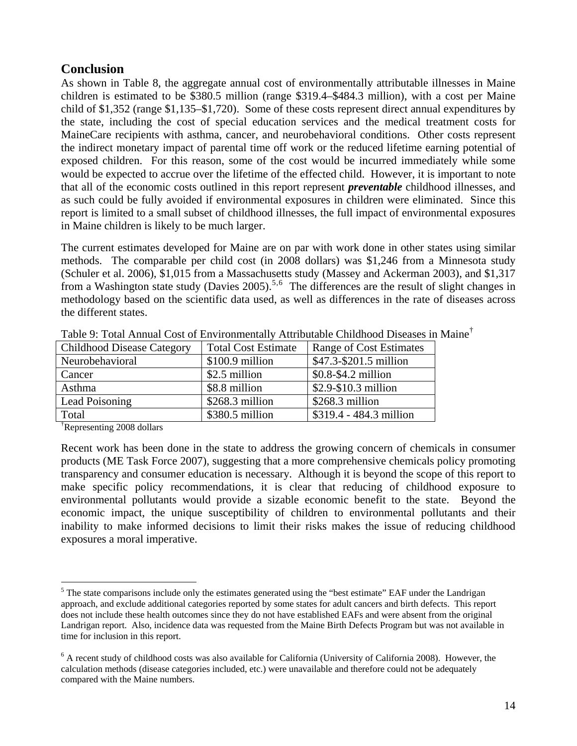## Conclusion

As shown in Table 8, the aggregate annual cost of environmentally attributable illnesses in Maine children is estimated to be $380.5 million (range $319.4–$484.3 million), with a cost per Maine child of $1,352 (range $1,135–$1,720). Some of these costs represent direct annual expenditures by the state, including the cost of special education services and the medical treatment costs for MaineCare recipients with asthma, cancer, and neurobehavioral conditions. Other costs represent the indirect monetary impact of parental time off work or the reduced lifetime earning potential of exposed children. For this reason, some of the cost would be incurred immediately while some would be expected to accrue over the lifetime of the effected child. However, it is important to note that all of the economic costs outlined in this report represent ***preventable*** childhood illnesses, and as such could be fully avoided if environmental exposures in children were eliminated. Since this report is limited to a small subset of childhood illnesses, the full impact of environmental exposures in Maine children is likely to be much larger.

The current estimates developed for Maine are on par with work done in other states using similar methods. The comparable per child cost (in 2008 dollars) was $1,246 from a Minnesota study (Schuler et al. 2006), $1,015 from a Massachusetts study (Massey and Ackerman 2003), and $1,317 from a Washington state study (Davies 2005).[5,6] The differences are the result of slight changes in methodology based on the scientific data used, as well as differences in the rate of diseases across the different states.

Table 9: Total Annual Cost of Environmentally Attributable Childhood Diseases in Maine[†]

| Childhood Disease Category | Total Cost Estimate | Range of Cost Estimates |
|---|---|---|
| Neurobehavioral | $100.9 million | $47.3-$201.5 million |
| Cancer | $2.5 million | $0.8-$4.2 million |
| Asthma | $8.8 million | $2.9-$10.3 million |
| Lead Poisoning | $268.3 million | $268.3 million |
| Total | $380.5 million | $319.4 - 484.3 million |

[†]Representing 2008 dollars

Recent work has been done in the state to address the growing concern of chemicals in consumer products (ME Task Force 2007), suggesting that a more comprehensive chemicals policy promoting transparency and consumer education is necessary. Although it is beyond the scope of this report to make specific policy recommendations, it is clear that reducing of childhood exposure to environmental pollutants would provide a sizable economic benefit to the state. Beyond the economic impact, the unique susceptibility of children to environmental pollutants and their inability to make informed decisions to limit their risks makes the issue of reducing childhood exposures a moral imperative.

---

[5] The state comparisons include only the estimates generated using the "best estimate" EAF under the Landrigan approach, and exclude additional categories reported by some states for adult cancers and birth defects. This report does not include these health outcomes since they do not have established EAFs and were absent from the original Landrigan report. Also, incidence data was requested from the Maine Birth Defects Program but was not available in time for inclusion in this report.

[6] A recent study of childhood costs was also available for California (University of California 2008). However, the calculation methods (disease categories included, etc.) were unavailable and therefore could not be adequately compared with the Maine numbers.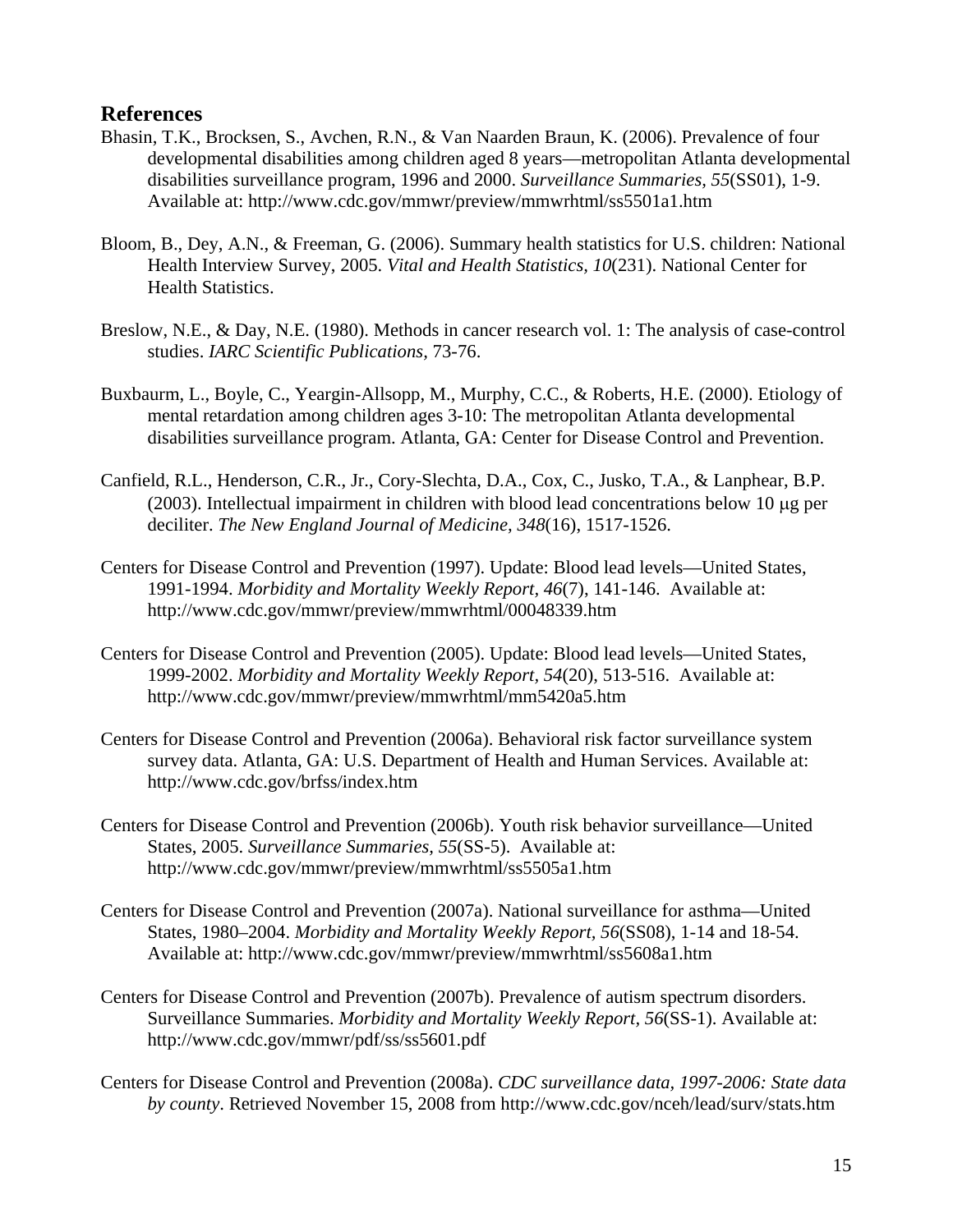## References

Bhasin, T.K., Brocksen, S., Avchen, R.N., & Van Naarden Braun, K. (2006). Prevalence of four developmental disabilities among children aged 8 years—metropolitan Atlanta developmental disabilities surveillance program, 1996 and 2000. *Surveillance Summaries, 55*(SS01), 1-9. Available at: http://www.cdc.gov/mmwr/preview/mmwrhtml/ss5501a1.htm

Bloom, B., Dey, A.N., & Freeman, G. (2006). Summary health statistics for U.S. children: National Health Interview Survey, 2005. *Vital and Health Statistics, 10*(231). National Center for Health Statistics.

Breslow, N.E., & Day, N.E. (1980). Methods in cancer research vol. 1: The analysis of case-control studies. *IARC Scientific Publications*, 73-76.

Buxbaurm, L., Boyle, C., Yeargin-Allsopp, M., Murphy, C.C., & Roberts, H.E. (2000). Etiology of mental retardation among children ages 3-10: The metropolitan Atlanta developmental disabilities surveillance program. Atlanta, GA: Center for Disease Control and Prevention.

Canfield, R.L., Henderson, C.R., Jr., Cory-Slechta, D.A., Cox, C., Jusko, T.A., & Lanphear, B.P. (2003). Intellectual impairment in children with blood lead concentrations below 10 μg per deciliter. *The New England Journal of Medicine, 348*(16), 1517-1526.

Centers for Disease Control and Prevention (1997). Update: Blood lead levels—United States, 1991-1994. *Morbidity and Mortality Weekly Report, 46*(7), 141-146. Available at: http://www.cdc.gov/mmwr/preview/mmwrhtml/00048339.htm

Centers for Disease Control and Prevention (2005). Update: Blood lead levels—United States, 1999-2002. *Morbidity and Mortality Weekly Report, 54*(20), 513-516. Available at: http://www.cdc.gov/mmwr/preview/mmwrhtml/mm5420a5.htm

Centers for Disease Control and Prevention (2006a). Behavioral risk factor surveillance system survey data. Atlanta, GA: U.S. Department of Health and Human Services. Available at: http://www.cdc.gov/brfss/index.htm

Centers for Disease Control and Prevention (2006b). Youth risk behavior surveillance—United States, 2005. *Surveillance Summaries, 55*(SS-5). Available at: http://www.cdc.gov/mmwr/preview/mmwrhtml/ss5505a1.htm

Centers for Disease Control and Prevention (2007a). National surveillance for asthma—United States, 1980–2004. *Morbidity and Mortality Weekly Report, 56*(SS08), 1-14 and 18-54. Available at: http://www.cdc.gov/mmwr/preview/mmwrhtml/ss5608a1.htm

Centers for Disease Control and Prevention (2007b). Prevalence of autism spectrum disorders. Surveillance Summaries. *Morbidity and Mortality Weekly Report, 56*(SS-1). Available at: http://www.cdc.gov/mmwr/pdf/ss/ss5601.pdf

Centers for Disease Control and Prevention (2008a). *CDC surveillance data, 1997-2006: State data by county*. Retrieved November 15, 2008 from http://www.cdc.gov/nceh/lead/surv/stats.htm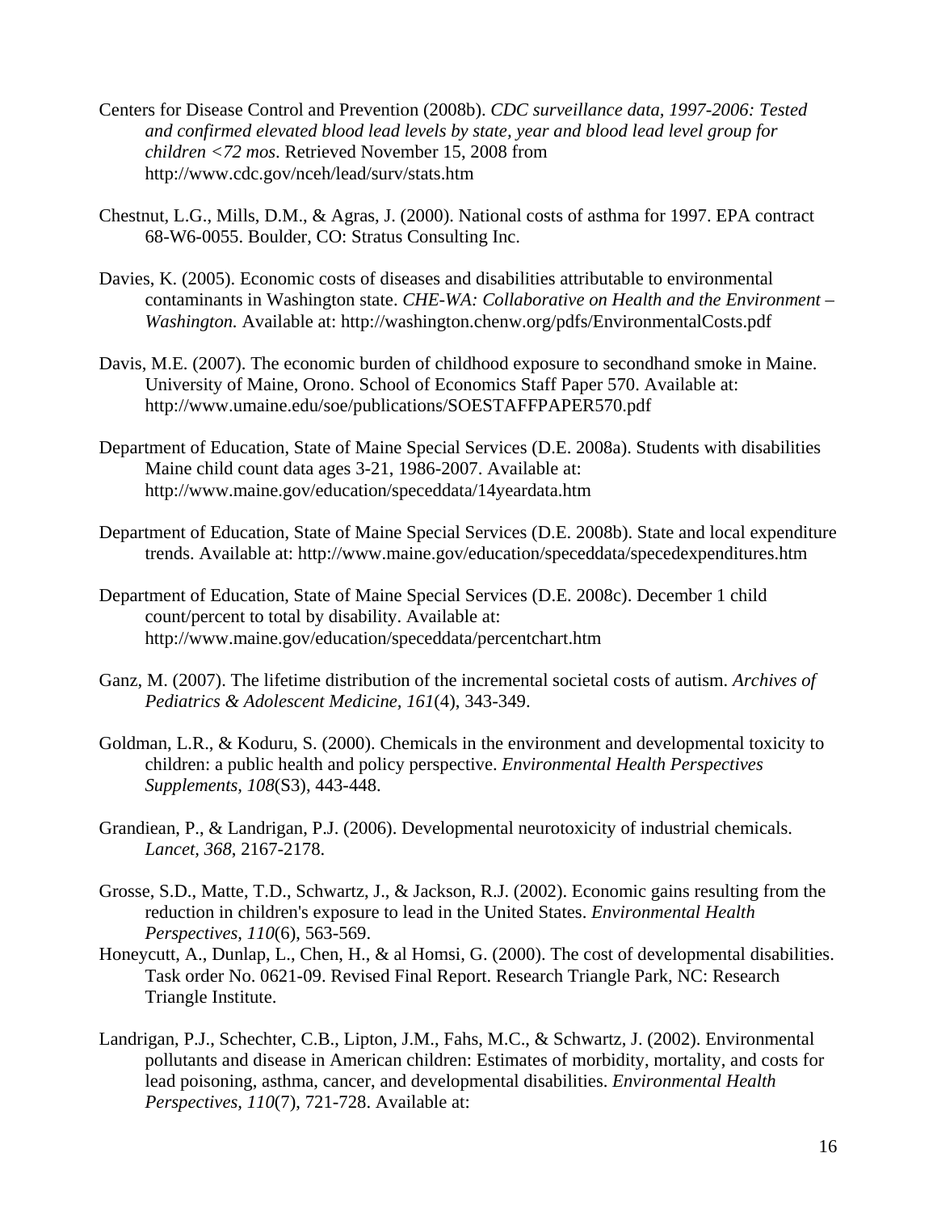Centers for Disease Control and Prevention (2008b). *CDC surveillance data, 1997-2006: Tested and confirmed elevated blood lead levels by state, year and blood lead level group for children <72 mos*. Retrieved November 15, 2008 from http://www.cdc.gov/nceh/lead/surv/stats.htm

Chestnut, L.G., Mills, D.M., & Agras, J. (2000). National costs of asthma for 1997. EPA contract 68-W6-0055. Boulder, CO: Stratus Consulting Inc.

Davies, K. (2005). Economic costs of diseases and disabilities attributable to environmental contaminants in Washington state. *CHE-WA: Collaborative on Health and the Environment – Washington.* Available at: http://washington.chenw.org/pdfs/EnvironmentalCosts.pdf

Davis, M.E. (2007). The economic burden of childhood exposure to secondhand smoke in Maine. University of Maine, Orono. School of Economics Staff Paper 570. Available at: http://www.umaine.edu/soe/publications/SOESTAFFPAPER570.pdf

Department of Education, State of Maine Special Services (D.E. 2008a). Students with disabilities Maine child count data ages 3-21, 1986-2007. Available at: http://www.maine.gov/education/speceddata/14yeardata.htm

Department of Education, State of Maine Special Services (D.E. 2008b). State and local expenditure trends. Available at: http://www.maine.gov/education/speceddata/specedexpenditures.htm

Department of Education, State of Maine Special Services (D.E. 2008c). December 1 child count/percent to total by disability. Available at: http://www.maine.gov/education/speceddata/percentchart.htm

Ganz, M. (2007). The lifetime distribution of the incremental societal costs of autism. *Archives of Pediatrics & Adolescent Medicine, 161*(4), 343-349.

Goldman, L.R., & Koduru, S. (2000). Chemicals in the environment and developmental toxicity to children: a public health and policy perspective. *Environmental Health Perspectives Supplements, 108*(S3), 443-448.

Grandiean, P., & Landrigan, P.J. (2006). Developmental neurotoxicity of industrial chemicals. *Lancet, 368*, 2167-2178.

Grosse, S.D., Matte, T.D., Schwartz, J., & Jackson, R.J. (2002). Economic gains resulting from the reduction in children's exposure to lead in the United States. *Environmental Health Perspectives, 110*(6), 563-569.

Honeycutt, A., Dunlap, L., Chen, H., & al Homsi, G. (2000). The cost of developmental disabilities. Task order No. 0621-09. Revised Final Report. Research Triangle Park, NC: Research Triangle Institute.

Landrigan, P.J., Schechter, C.B., Lipton, J.M., Fahs, M.C., & Schwartz, J. (2002). Environmental pollutants and disease in American children: Estimates of morbidity, mortality, and costs for lead poisoning, asthma, cancer, and developmental disabilities. *Environmental Health Perspectives, 110*(7), 721-728. Available at: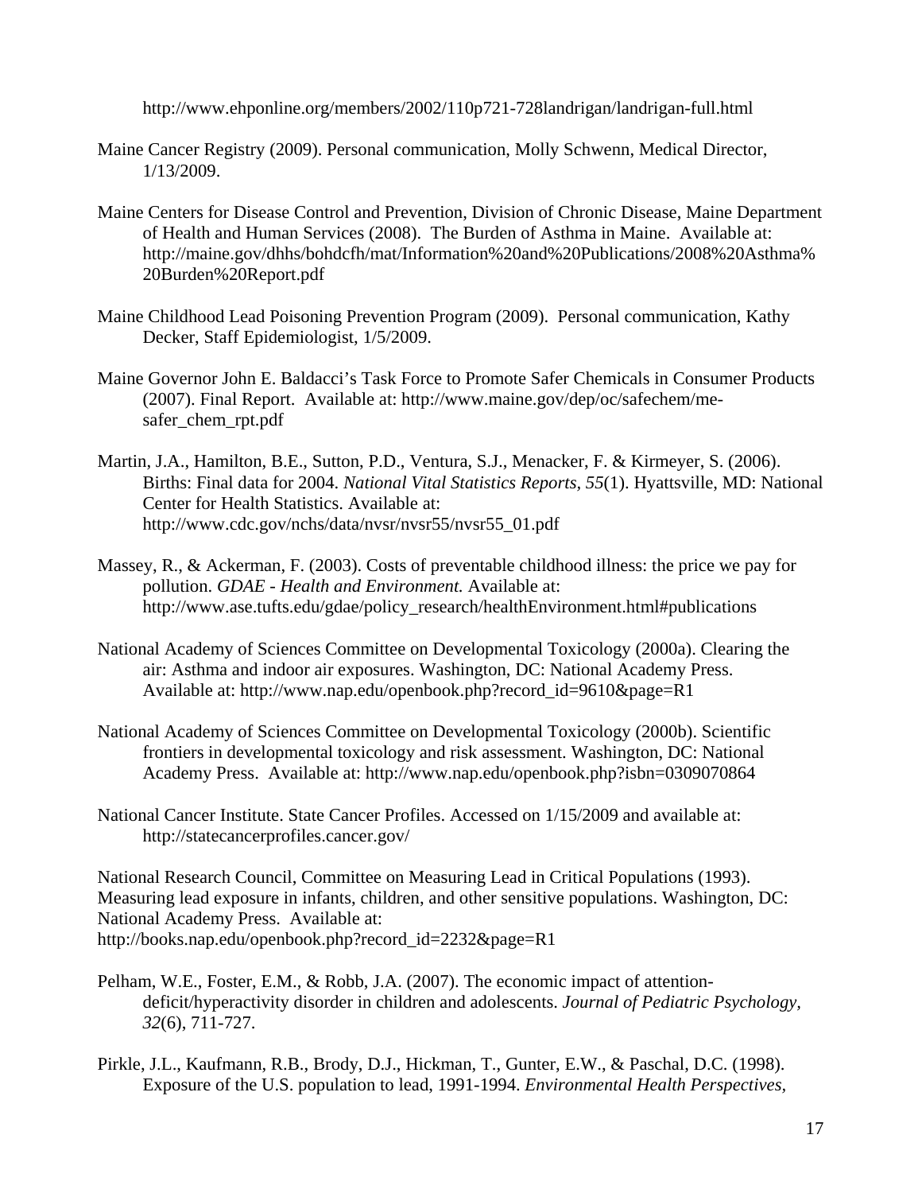http://www.ehponline.org/members/2002/110p721-728landrigan/landrigan-full.html

Maine Cancer Registry (2009). Personal communication, Molly Schwenn, Medical Director, 1/13/2009.

Maine Centers for Disease Control and Prevention, Division of Chronic Disease, Maine Department of Health and Human Services (2008). The Burden of Asthma in Maine. Available at: http://maine.gov/dhhs/bohdcfh/mat/Information%20and%20Publications/2008%20Asthma%20Burden%20Report.pdf

Maine Childhood Lead Poisoning Prevention Program (2009). Personal communication, Kathy Decker, Staff Epidemiologist, 1/5/2009.

Maine Governor John E. Baldacci's Task Force to Promote Safer Chemicals in Consumer Products (2007). Final Report. Available at: http://www.maine.gov/dep/oc/safechem/me-safer_chem_rpt.pdf

Martin, J.A., Hamilton, B.E., Sutton, P.D., Ventura, S.J., Menacker, F. & Kirmeyer, S. (2006). Births: Final data for 2004. *National Vital Statistics Reports*, *55*(1). Hyattsville, MD: National Center for Health Statistics. Available at: http://www.cdc.gov/nchs/data/nvsr/nvsr55/nvsr55_01.pdf

Massey, R., & Ackerman, F. (2003). Costs of preventable childhood illness: the price we pay for pollution. *GDAE - Health and Environment.* Available at: http://www.ase.tufts.edu/gdae/policy_research/healthEnvironment.html#publications

National Academy of Sciences Committee on Developmental Toxicology (2000a). Clearing the air: Asthma and indoor air exposures. Washington, DC: National Academy Press. Available at: http://www.nap.edu/openbook.php?record_id=9610&page=R1

National Academy of Sciences Committee on Developmental Toxicology (2000b). Scientific frontiers in developmental toxicology and risk assessment. Washington, DC: National Academy Press. Available at: http://www.nap.edu/openbook.php?isbn=0309070864

National Cancer Institute. State Cancer Profiles. Accessed on 1/15/2009 and available at: http://statecancerprofiles.cancer.gov/

National Research Council, Committee on Measuring Lead in Critical Populations (1993). Measuring lead exposure in infants, children, and other sensitive populations. Washington, DC: National Academy Press. Available at: http://books.nap.edu/openbook.php?record_id=2232&page=R1

Pelham, W.E., Foster, E.M., & Robb, J.A. (2007). The economic impact of attention-deficit/hyperactivity disorder in children and adolescents. *Journal of Pediatric Psychology, 32*(6), 711-727.

Pirkle, J.L., Kaufmann, R.B., Brody, D.J., Hickman, T., Gunter, E.W., & Paschal, D.C. (1998). Exposure of the U.S. population to lead, 1991-1994. *Environmental Health Perspectives,*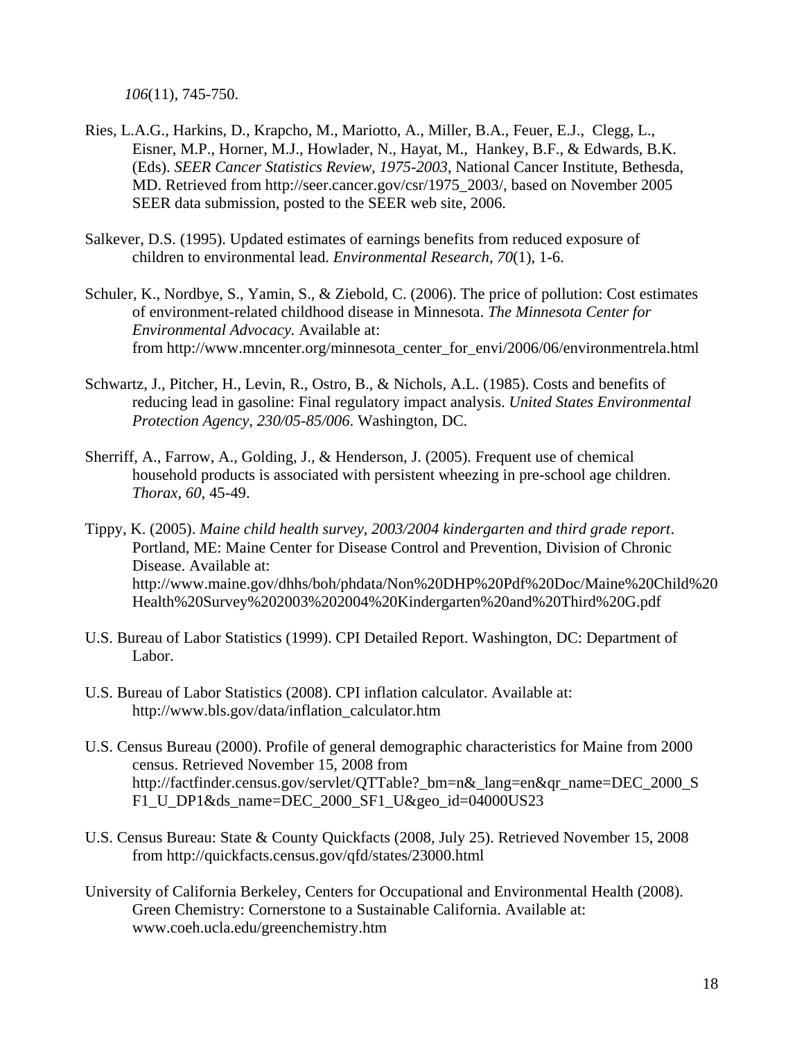*106*(11), 745-750.

Ries, L.A.G., Harkins, D., Krapcho, M., Mariotto, A., Miller, B.A., Feuer, E.J., Clegg, L., Eisner, M.P., Horner, M.J., Howlader, N., Hayat, M., Hankey, B.F., & Edwards, B.K. (Eds). *SEER Cancer Statistics Review, 1975-2003*, National Cancer Institute, Bethesda, MD. Retrieved from http://seer.cancer.gov/csr/1975_2003/, based on November 2005 SEER data submission, posted to the SEER web site, 2006.

Salkever, D.S. (1995). Updated estimates of earnings benefits from reduced exposure of children to environmental lead. *Environmental Research, 70*(1), 1-6.

Schuler, K., Nordbye, S., Yamin, S., & Ziebold, C. (2006). The price of pollution: Cost estimates of environment-related childhood disease in Minnesota. *The Minnesota Center for Environmental Advocacy.* Available at: from http://www.mncenter.org/minnesota_center_for_envi/2006/06/environmentrela.html

Schwartz, J., Pitcher, H., Levin, R., Ostro, B., & Nichols, A.L. (1985). Costs and benefits of reducing lead in gasoline: Final regulatory impact analysis. *United States Environmental Protection Agency, 230/05-85/006*. Washington, DC.

Sherriff, A., Farrow, A., Golding, J., & Henderson, J. (2005). Frequent use of chemical household products is associated with persistent wheezing in pre-school age children. *Thorax, 60*, 45-49.

Tippy, K. (2005). *Maine child health survey, 2003/2004 kindergarten and third grade report*. Portland, ME: Maine Center for Disease Control and Prevention, Division of Chronic Disease. Available at: http://www.maine.gov/dhhs/boh/phdata/Non%20DHP%20Pdf%20Doc/Maine%20Child%20Health%20Survey%202003%202004%20Kindergarten%20and%20Third%20G.pdf

U.S. Bureau of Labor Statistics (1999). CPI Detailed Report. Washington, DC: Department of Labor.

U.S. Bureau of Labor Statistics (2008). CPI inflation calculator. Available at: http://www.bls.gov/data/inflation_calculator.htm

U.S. Census Bureau (2000). Profile of general demographic characteristics for Maine from 2000 census. Retrieved November 15, 2008 from http://factfinder.census.gov/servlet/QTTable?_bm=n&_lang=en&qr_name=DEC_2000_SF1_U_DP1&ds_name=DEC_2000_SF1_U&geo_id=04000US23

U.S. Census Bureau: State & County Quickfacts (2008, July 25). Retrieved November 15, 2008 from http://quickfacts.census.gov/qfd/states/23000.html

University of California Berkeley, Centers for Occupational and Environmental Health (2008). Green Chemistry: Cornerstone to a Sustainable California. Available at: www.coeh.ucla.edu/greenchemistry.htm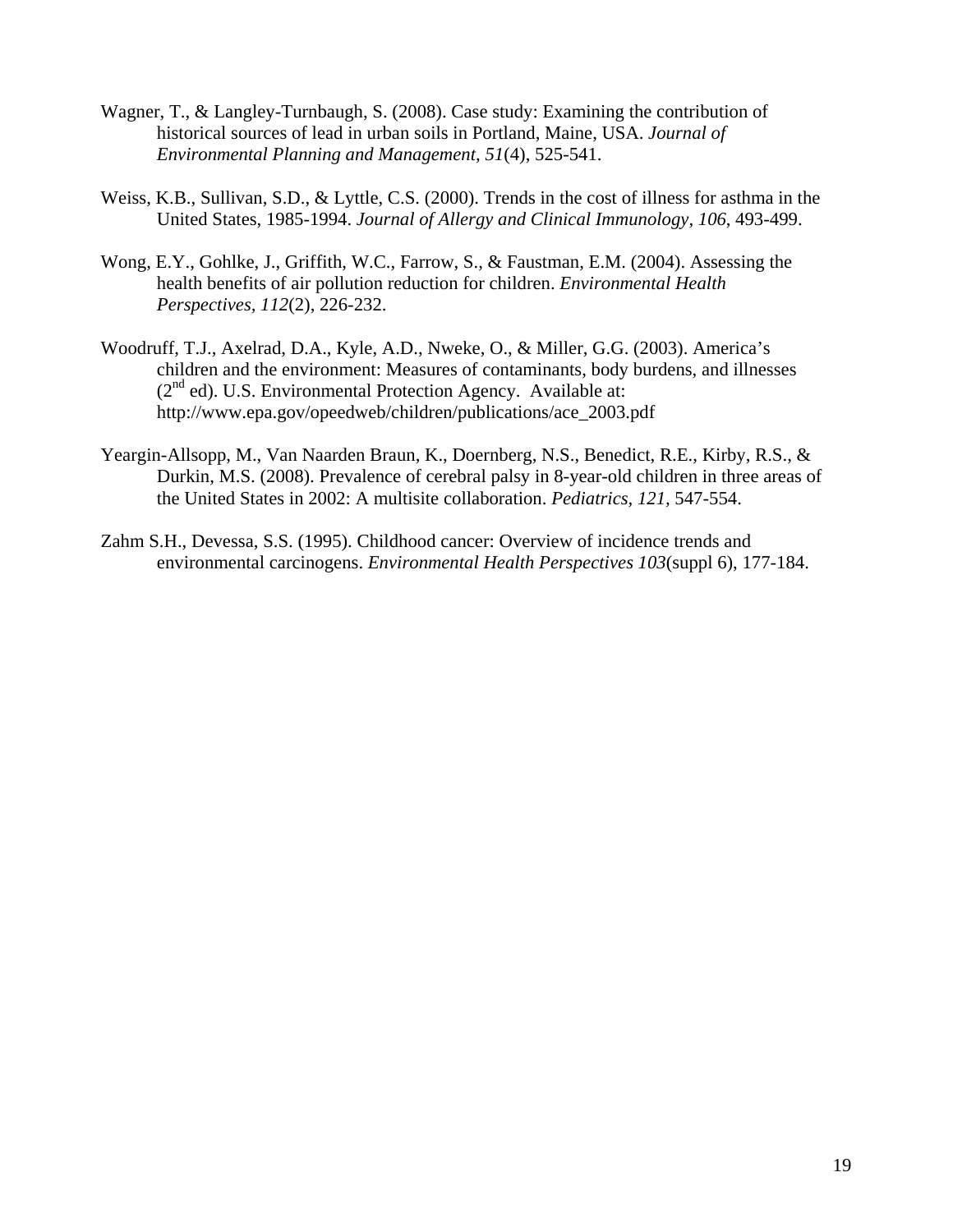Wagner, T., & Langley-Turnbaugh, S. (2008). Case study: Examining the contribution of historical sources of lead in urban soils in Portland, Maine, USA. *Journal of Environmental Planning and Management, 51*(4), 525-541.

Weiss, K.B., Sullivan, S.D., & Lyttle, C.S. (2000). Trends in the cost of illness for asthma in the United States, 1985-1994. *Journal of Allergy and Clinical Immunology, 106*, 493-499.

Wong, E.Y., Gohlke, J., Griffith, W.C., Farrow, S., & Faustman, E.M. (2004). Assessing the health benefits of air pollution reduction for children. *Environmental Health Perspectives, 112*(2), 226-232.

Woodruff, T.J., Axelrad, D.A., Kyle, A.D., Nweke, O., & Miller, G.G. (2003). America's children and the environment: Measures of contaminants, body burdens, and illnesses (2nd ed). U.S. Environmental Protection Agency. Available at: http://www.epa.gov/opeedweb/children/publications/ace_2003.pdf

Yeargin-Allsopp, M., Van Naarden Braun, K., Doernberg, N.S., Benedict, R.E., Kirby, R.S., & Durkin, M.S. (2008). Prevalence of cerebral palsy in 8-year-old children in three areas of the United States in 2002: A multisite collaboration. *Pediatrics, 121*, 547-554.

Zahm S.H., Devessa, S.S. (1995). Childhood cancer: Overview of incidence trends and environmental carcinogens. *Environmental Health Perspectives 103*(suppl 6), 177-184.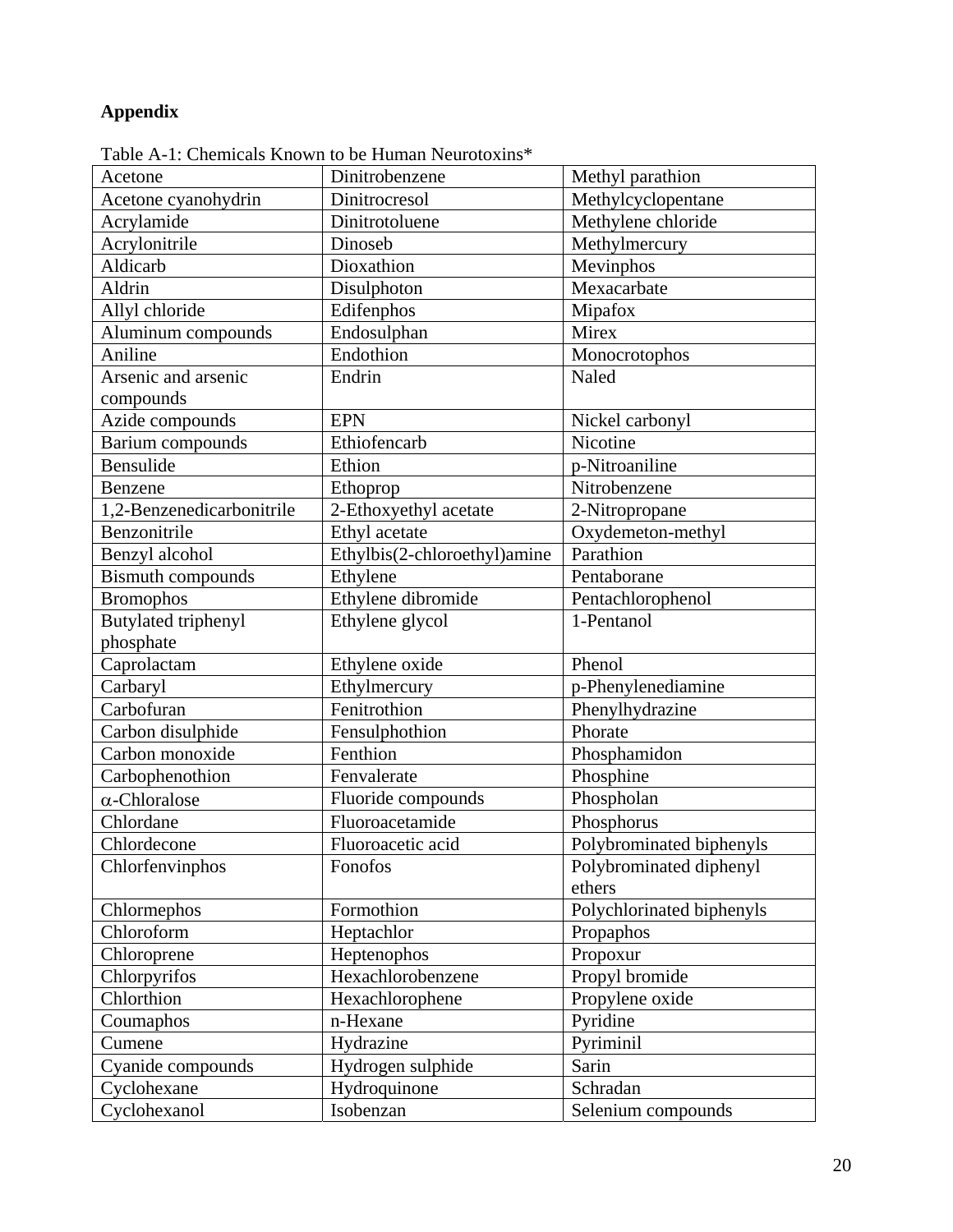**Appendix**

Table A-1: Chemicals Known to be Human Neurotoxins*

| Acetone | Dinitrobenzene | Methyl parathion |
|---|---|---|
| Acetone cyanohydrin | Dinitrocresol | Methylcyclopentane |
| Acrylamide | Dinitrotoluene | Methylene chloride |
| Acrylonitrile | Dinoseb | Methylmercury |
| Aldicarb | Dioxathion | Mevinphos |
| Aldrin | Disulphoton | Mexacarbate |
| Allyl chloride | Edifenphos | Mipafox |
| Aluminum compounds | Endosulphan | Mirex |
| Aniline | Endothion | Monocrotophos |
| Arsenic and arsenic compounds | Endrin | Naled |
| Azide compounds | EPN | Nickel carbonyl |
| Barium compounds | Ethiofencarb | Nicotine |
| Bensulide | Ethion | p-Nitroaniline |
| Benzene | Ethoprop | Nitrobenzene |
| 1,2-Benzenedicarbonitrile | 2-Ethoxyethyl acetate | 2-Nitropropane |
| Benzonitrile | Ethyl acetate | Oxydemeton-methyl |
| Benzyl alcohol | Ethylbis(2-chloroethyl)amine | Parathion |
| Bismuth compounds | Ethylene | Pentaborane |
| Bromophos | Ethylene dibromide | Pentachlorophenol |
| Butylated triphenyl phosphate | Ethylene glycol | 1-Pentanol |
| Caprolactam | Ethylene oxide | Phenol |
| Carbaryl | Ethylmercury | p-Phenylenediamine |
| Carbofuran | Fenitrothion | Phenylhydrazine |
| Carbon disulphide | Fensulphothion | Phorate |
| Carbon monoxide | Fenthion | Phosphamidon |
| Carbophenothion | Fenvalerate | Phosphine |
| $\alpha$-Chloralose | Fluoride compounds | Phospholan |
| Chlordane | Fluoroacetamide | Phosphorus |
| Chlordecone | Fluoroacetic acid | Polybrominated biphenyls |
| Chlorfenvinphos | Fonofos | Polybrominated diphenyl ethers |
| Chlormephos | Formothion | Polychlorinated biphenyls |
| Chloroform | Heptachlor | Propaphos |
| Chloroprene | Heptenophos | Propoxur |
| Chlorpyrifos | Hexachlorobenzene | Propyl bromide |
| Chlorthion | Hexachlorophene | Propylene oxide |
| Coumaphos | n-Hexane | Pyridine |
| Cumene | Hydrazine | Pyriminil |
| Cyanide compounds | Hydrogen sulphide | Sarin |
| Cyclohexane | Hydroquinone | Schradan |
| Cyclohexanol | Isobenzan | Selenium compounds |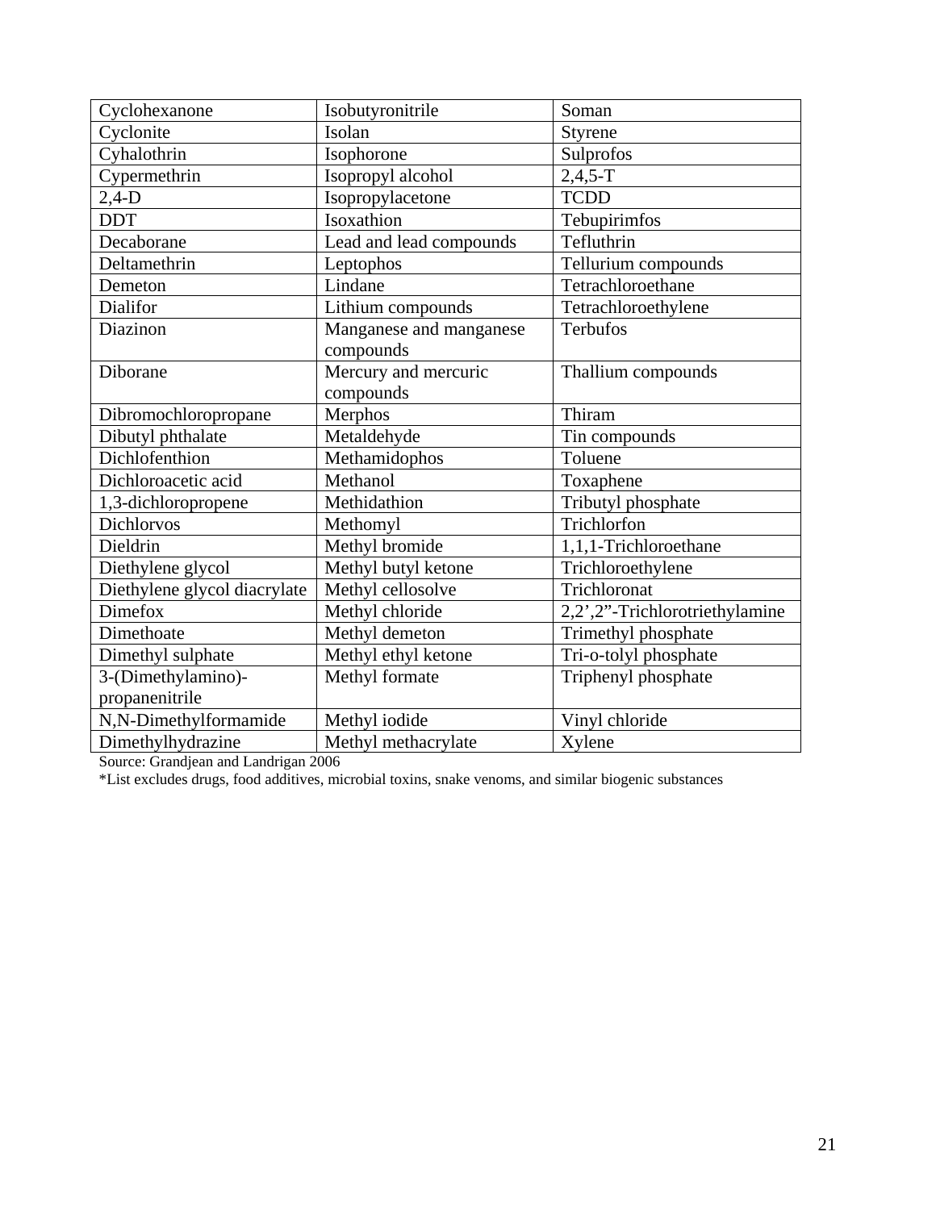| | | |
|---|---|---|
| Cyclohexanone | Isobutyronitrile | Soman |
| Cyclonite | Isolan | Styrene |
| Cyhalothrin | Isophorone | Sulprofos |
| Cypermethrin | Isopropyl alcohol | 2,4,5-T |
| 2,4-D | Isopropylacetone | TCDD |
| DDT | Isoxathion | Tebupirimfos |
| Decaborane | Lead and lead compounds | Tefluthrin |
| Deltamethrin | Leptophos | Tellurium compounds |
| Demeton | Lindane | Tetrachloroethane |
| Dialifor | Lithium compounds | Tetrachloroethylene |
| Diazinon | Manganese and manganese compounds | Terbufos |
| Diborane | Mercury and mercuric compounds | Thallium compounds |
| Dibromochloropropane | Merphos | Thiram |
| Dibutyl phthalate | Metaldehyde | Tin compounds |
| Dichlofenthion | Methamidophos | Toluene |
| Dichloroacetic acid | Methanol | Toxaphene |
| 1,3-dichloropropene | Methidathion | Tributyl phosphate |
| Dichlorvos | Methomyl | Trichlorfon |
| Dieldrin | Methyl bromide | 1,1,1-Trichloroethane |
| Diethylene glycol | Methyl butyl ketone | Trichloroethylene |
| Diethylene glycol diacrylate | Methyl cellosolve | Trichloronat |
| Dimefox | Methyl chloride | 2,2',2"-Trichlorotriethylamine |
| Dimethoate | Methyl demeton | Trimethyl phosphate |
| Dimethyl sulphate | Methyl ethyl ketone | Tri-o-tolyl phosphate |
| 3-(Dimethylamino)-propanenitrile | Methyl formate | Triphenyl phosphate |
| N,N-Dimethylformamide | Methyl iodide | Vinyl chloride |
| Dimethylhydrazine | Methyl methacrylate | Xylene |

Source: Grandjean and Landrigan 2006

*List excludes drugs, food additives, microbial toxins, snake venoms, and similar biogenic substances